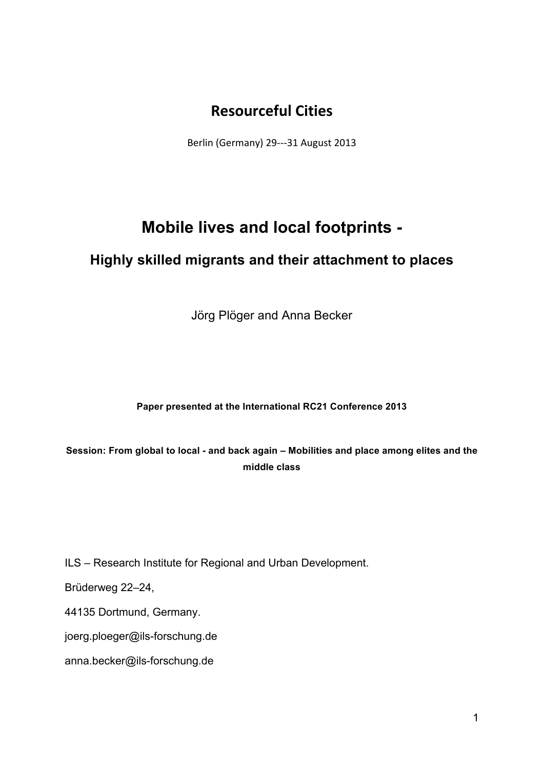# Resourceful Cities

Berlin (Germany) 29---31 August 2013

# Mobile lives and local footprints -

## Highly skilled migrants and their attachment to places

Jörg Plöger and Anna Becker

**Paper presented at the International RC21 Conference 2013**

**Session: From global to local - and back again – Mobilities and place among elites and the middle class**

ILS – Research Institute for Regional and Urban Development.

Brüderweg 22–24,

44135 Dortmund, Germany.

joerg.ploeger@ils-forschung.de

anna.becker@ils-forschung.de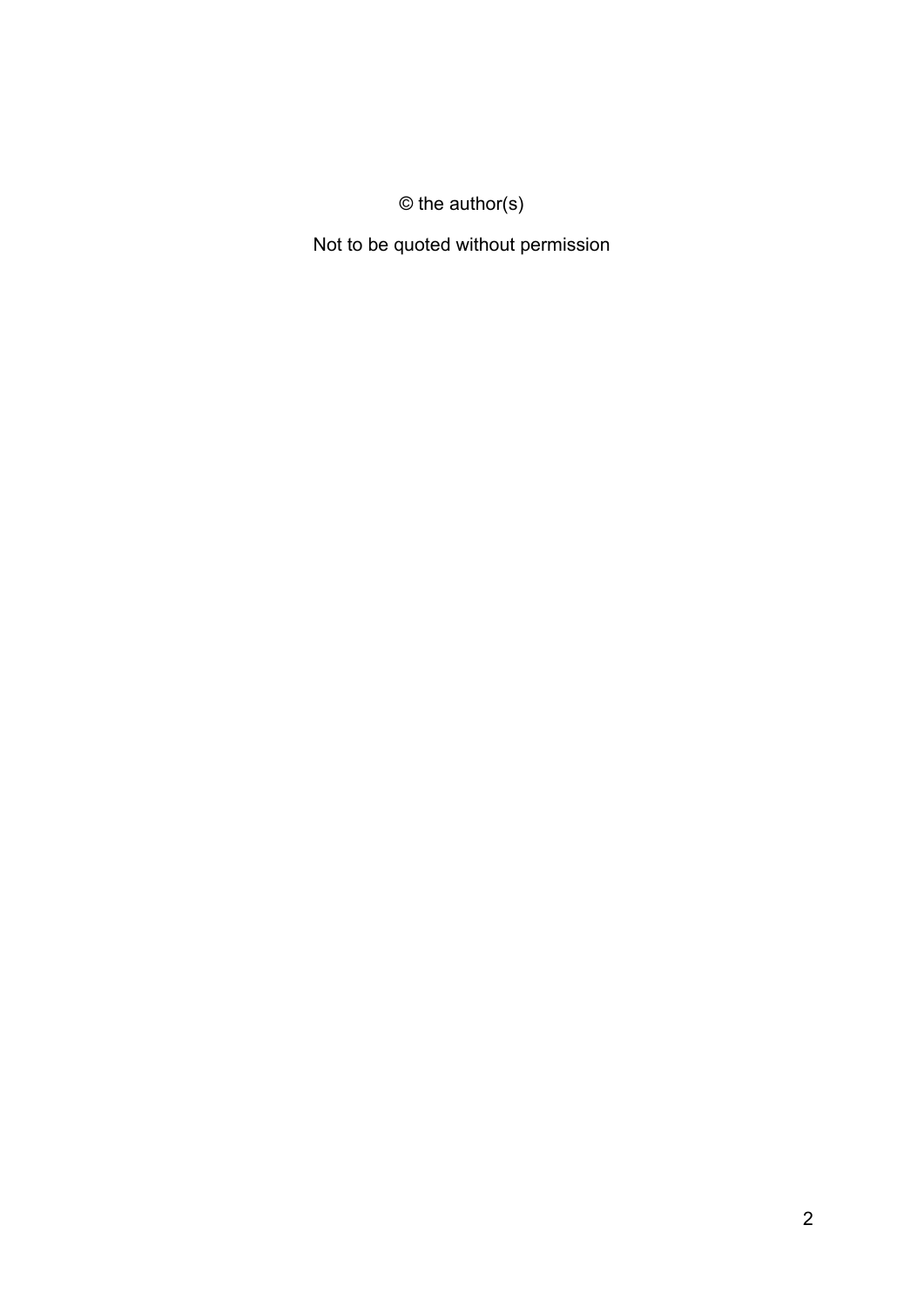© the author(s)

Not to be quoted without permission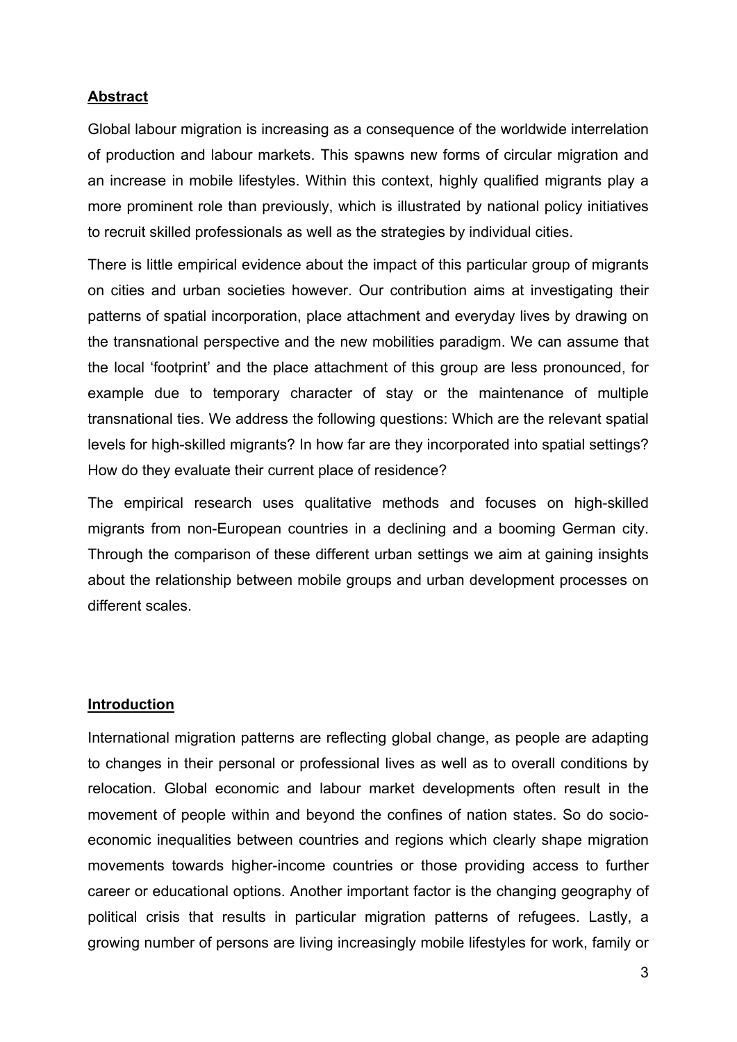## Abstract

Global labour migration is increasing as a consequence of the worldwide interrelation of production and labour markets. This spawns new forms of circular migration and an increase in mobile lifestyles. Within this context, highly qualified migrants play a more prominent role than previously, which is illustrated by national policy initiatives to recruit skilled professionals as well as the strategies by individual cities.

There is little empirical evidence about the impact of this particular group of migrants on cities and urban societies however. Our contribution aims at investigating their patterns of spatial incorporation, place attachment and everyday lives by drawing on the transnational perspective and the new mobilities paradigm. We can assume that the local 'footprint' and the place attachment of this group are less pronounced, for example due to temporary character of stay or the maintenance of multiple transnational ties. We address the following questions: Which are the relevant spatial levels for high-skilled migrants? In how far are they incorporated into spatial settings? How do they evaluate their current place of residence?

The empirical research uses qualitative methods and focuses on high-skilled migrants from non-European countries in a declining and a booming German city. Through the comparison of these different urban settings we aim at gaining insights about the relationship between mobile groups and urban development processes on different scales.

## Introduction

International migration patterns are reflecting global change, as people are adapting to changes in their personal or professional lives as well as to overall conditions by relocation. Global economic and labour market developments often result in the movement of people within and beyond the confines of nation states. So do socio-economic inequalities between countries and regions which clearly shape migration movements towards higher-income countries or those providing access to further career or educational options. Another important factor is the changing geography of political crisis that results in particular migration patterns of refugees. Lastly, a growing number of persons are living increasingly mobile lifestyles for work, family or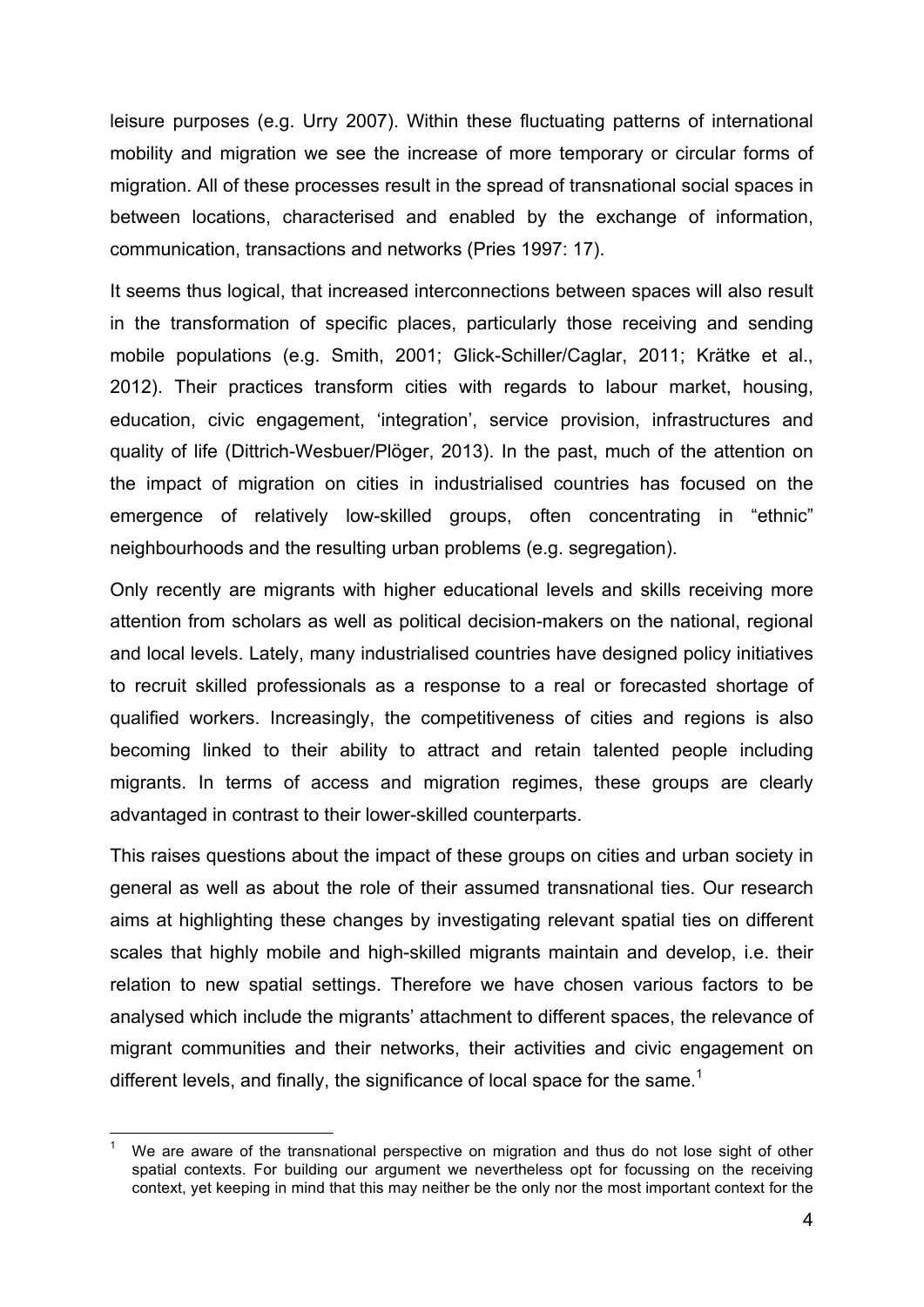leisure purposes (e.g. Urry 2007). Within these fluctuating patterns of international mobility and migration we see the increase of more temporary or circular forms of migration. All of these processes result in the spread of transnational social spaces in between locations, characterised and enabled by the exchange of information, communication, transactions and networks (Pries 1997: 17).

It seems thus logical, that increased interconnections between spaces will also result in the transformation of specific places, particularly those receiving and sending mobile populations (e.g. Smith, 2001; Glick-Schiller/Caglar, 2011; Krätke et al., 2012). Their practices transform cities with regards to labour market, housing, education, civic engagement, 'integration', service provision, infrastructures and quality of life (Dittrich-Wesbuer/Plöger, 2013). In the past, much of the attention on the impact of migration on cities in industrialised countries has focused on the emergence of relatively low-skilled groups, often concentrating in "ethnic" neighbourhoods and the resulting urban problems (e.g. segregation).

Only recently are migrants with higher educational levels and skills receiving more attention from scholars as well as political decision-makers on the national, regional and local levels. Lately, many industrialised countries have designed policy initiatives to recruit skilled professionals as a response to a real or forecasted shortage of qualified workers. Increasingly, the competitiveness of cities and regions is also becoming linked to their ability to attract and retain talented people including migrants. In terms of access and migration regimes, these groups are clearly advantaged in contrast to their lower-skilled counterparts.

This raises questions about the impact of these groups on cities and urban society in general as well as about the role of their assumed transnational ties. Our research aims at highlighting these changes by investigating relevant spatial ties on different scales that highly mobile and high-skilled migrants maintain and develop, i.e. their relation to new spatial settings. Therefore we have chosen various factors to be analysed which include the migrants' attachment to different spaces, the relevance of migrant communities and their networks, their activities and civic engagement on different levels, and finally, the significance of local space for the same.[1]

[1] We are aware of the transnational perspective on migration and thus do not lose sight of other spatial contexts. For building our argument we nevertheless opt for focussing on the receiving context, yet keeping in mind that this may neither be the only nor the most important context for the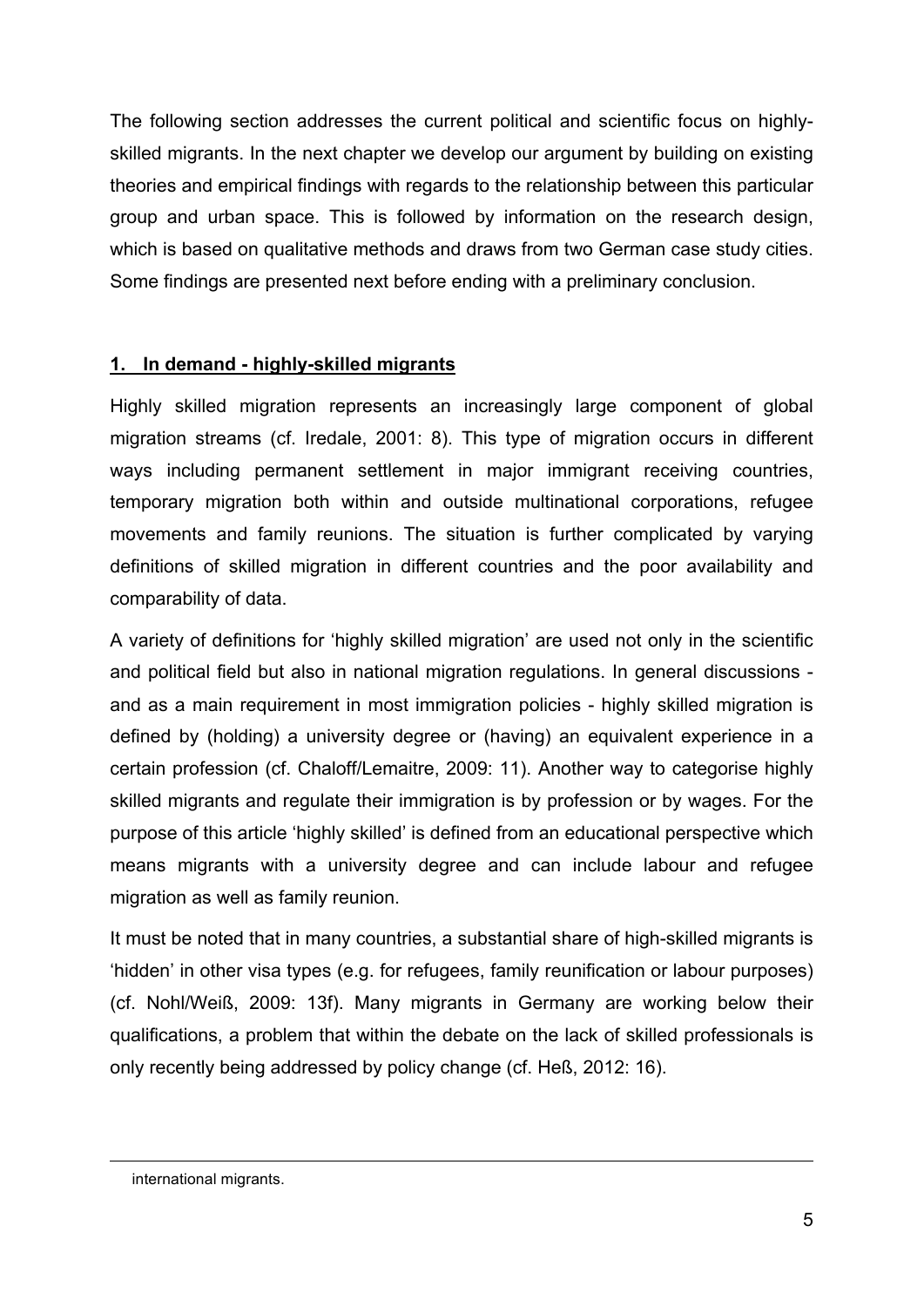The following section addresses the current political and scientific focus on highly-skilled migrants. In the next chapter we develop our argument by building on existing theories and empirical findings with regards to the relationship between this particular group and urban space. This is followed by information on the research design, which is based on qualitative methods and draws from two German case study cities. Some findings are presented next before ending with a preliminary conclusion.

## 1. In demand - highly-skilled migrants

Highly skilled migration represents an increasingly large component of global migration streams (cf. Iredale, 2001: 8). This type of migration occurs in different ways including permanent settlement in major immigrant receiving countries, temporary migration both within and outside multinational corporations, refugee movements and family reunions. The situation is further complicated by varying definitions of skilled migration in different countries and the poor availability and comparability of data.

A variety of definitions for 'highly skilled migration' are used not only in the scientific and political field but also in national migration regulations. In general discussions - and as a main requirement in most immigration policies - highly skilled migration is defined by (holding) a university degree or (having) an equivalent experience in a certain profession (cf. Chaloff/Lemaitre, 2009: 11). Another way to categorise highly skilled migrants and regulate their immigration is by profession or by wages. For the purpose of this article 'highly skilled' is defined from an educational perspective which means migrants with a university degree and can include labour and refugee migration as well as family reunion.

It must be noted that in many countries, a substantial share of high-skilled migrants is 'hidden' in other visa types (e.g. for refugees, family reunification or labour purposes) (cf. Nohl/Weiß, 2009: 13f). Many migrants in Germany are working below their qualifications, a problem that within the debate on the lack of skilled professionals is only recently being addressed by policy change (cf. Heß, 2012: 16).

---

international migrants.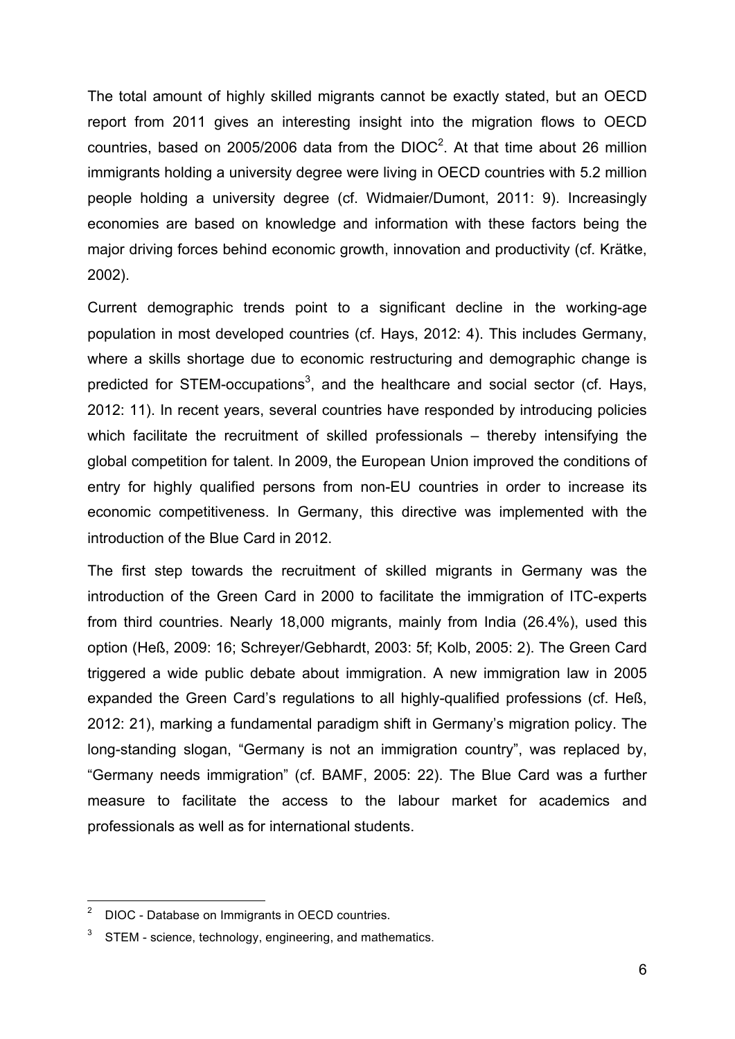The total amount of highly skilled migrants cannot be exactly stated, but an OECD report from 2011 gives an interesting insight into the migration flows to OECD countries, based on 2005/2006 data from the DIOC[2]. At that time about 26 million immigrants holding a university degree were living in OECD countries with 5.2 million people holding a university degree (cf. Widmaier/Dumont, 2011: 9). Increasingly economies are based on knowledge and information with these factors being the major driving forces behind economic growth, innovation and productivity (cf. Krätke, 2002).

Current demographic trends point to a significant decline in the working-age population in most developed countries (cf. Hays, 2012: 4). This includes Germany, where a skills shortage due to economic restructuring and demographic change is predicted for STEM-occupations[3], and the healthcare and social sector (cf. Hays, 2012: 11). In recent years, several countries have responded by introducing policies which facilitate the recruitment of skilled professionals – thereby intensifying the global competition for talent. In 2009, the European Union improved the conditions of entry for highly qualified persons from non-EU countries in order to increase its economic competitiveness. In Germany, this directive was implemented with the introduction of the Blue Card in 2012.

The first step towards the recruitment of skilled migrants in Germany was the introduction of the Green Card in 2000 to facilitate the immigration of ITC-experts from third countries. Nearly 18,000 migrants, mainly from India (26.4%), used this option (Heß, 2009: 16; Schreyer/Gebhardt, 2003: 5f; Kolb, 2005: 2). The Green Card triggered a wide public debate about immigration. A new immigration law in 2005 expanded the Green Card's regulations to all highly-qualified professions (cf. Heß, 2012: 21), marking a fundamental paradigm shift in Germany's migration policy. The long-standing slogan, "Germany is not an immigration country", was replaced by, "Germany needs immigration" (cf. BAMF, 2005: 22). The Blue Card was a further measure to facilitate the access to the labour market for academics and professionals as well as for international students.

---

[2] DIOC - Database on Immigrants in OECD countries.

[3] STEM - science, technology, engineering, and mathematics.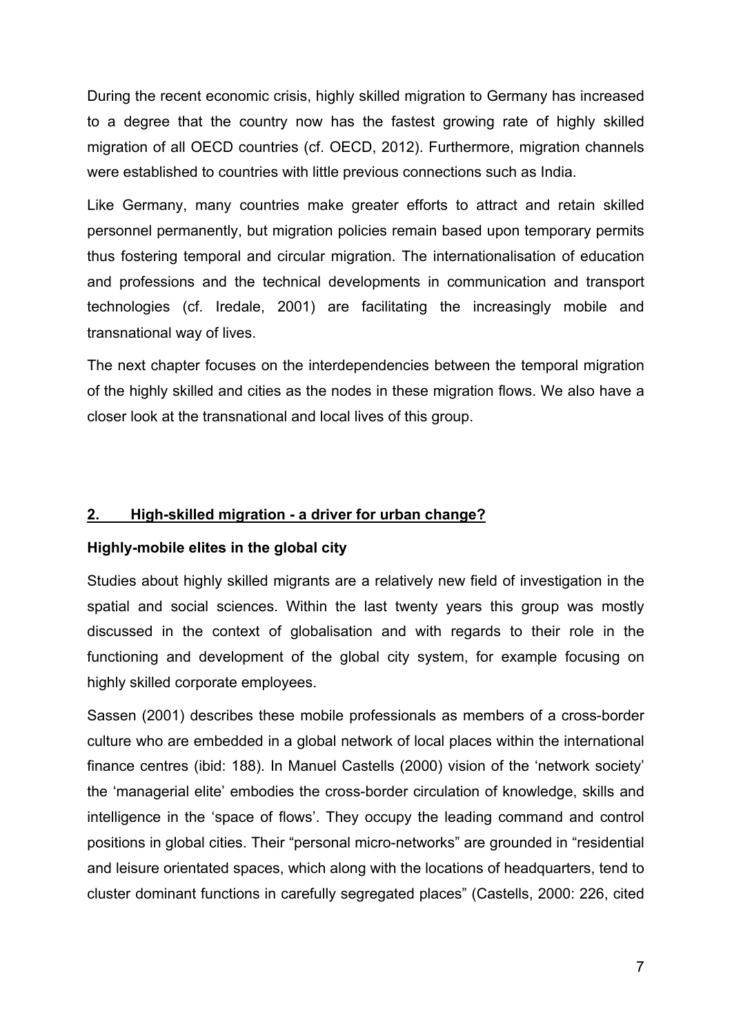During the recent economic crisis, highly skilled migration to Germany has increased to a degree that the country now has the fastest growing rate of highly skilled migration of all OECD countries (cf. OECD, 2012). Furthermore, migration channels were established to countries with little previous connections such as India.

Like Germany, many countries make greater efforts to attract and retain skilled personnel permanently, but migration policies remain based upon temporary permits thus fostering temporal and circular migration. The internationalisation of education and professions and the technical developments in communication and transport technologies (cf. Iredale, 2001) are facilitating the increasingly mobile and transnational way of lives.

The next chapter focuses on the interdependencies between the temporal migration of the highly skilled and cities as the nodes in these migration flows. We also have a closer look at the transnational and local lives of this group.

## 2. High-skilled migration - a driver for urban change?

### Highly-mobile elites in the global city

Studies about highly skilled migrants are a relatively new field of investigation in the spatial and social sciences. Within the last twenty years this group was mostly discussed in the context of globalisation and with regards to their role in the functioning and development of the global city system, for example focusing on highly skilled corporate employees.

Sassen (2001) describes these mobile professionals as members of a cross-border culture who are embedded in a global network of local places within the international finance centres (ibid: 188). In Manuel Castells (2000) vision of the 'network society' the 'managerial elite' embodies the cross-border circulation of knowledge, skills and intelligence in the 'space of flows'. They occupy the leading command and control positions in global cities. Their "personal micro-networks" are grounded in "residential and leisure orientated spaces, which along with the locations of headquarters, tend to cluster dominant functions in carefully segregated places" (Castells, 2000: 226, cited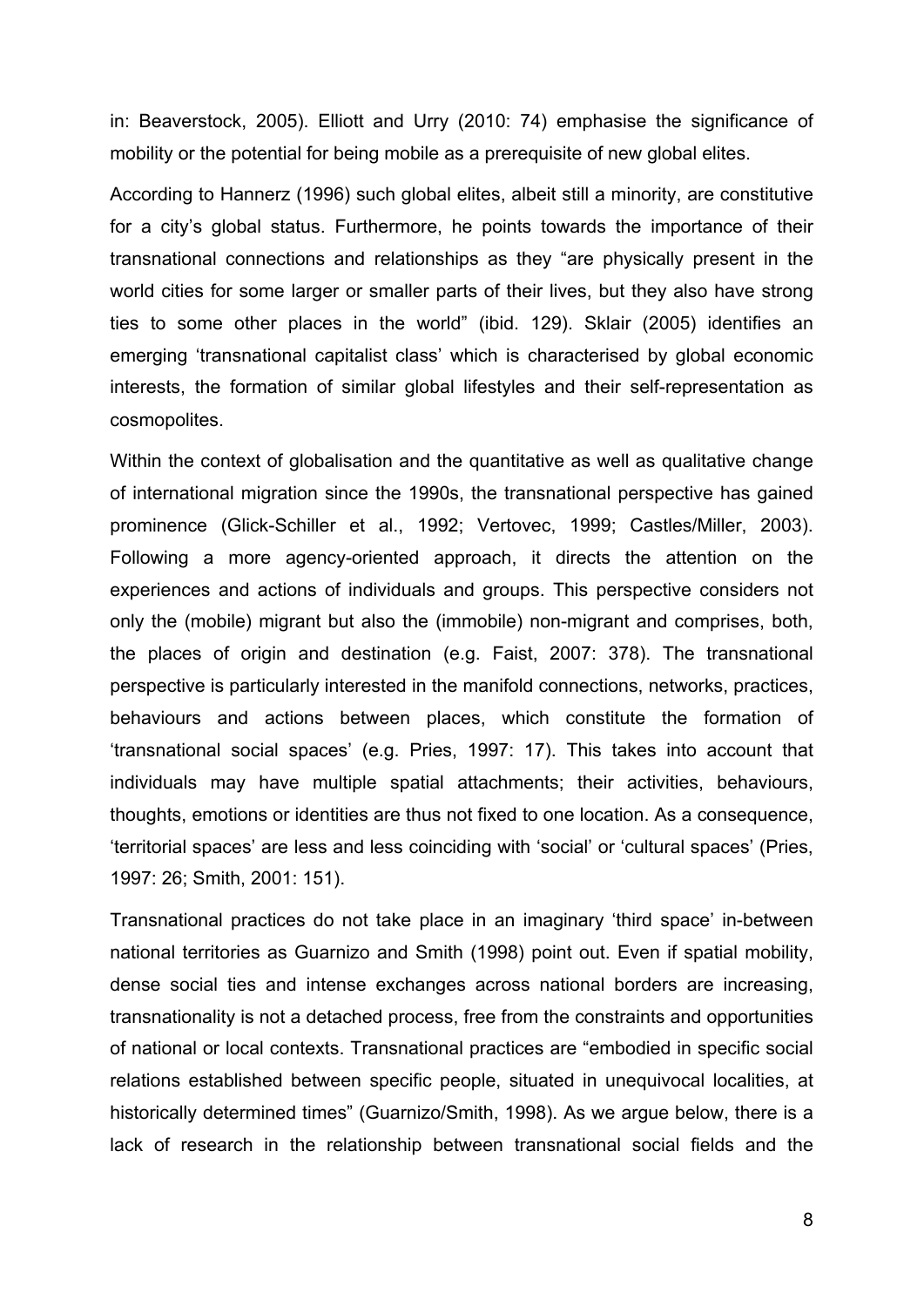in: Beaverstock, 2005). Elliott and Urry (2010: 74) emphasise the significance of mobility or the potential for being mobile as a prerequisite of new global elites.

According to Hannerz (1996) such global elites, albeit still a minority, are constitutive for a city's global status. Furthermore, he points towards the importance of their transnational connections and relationships as they "are physically present in the world cities for some larger or smaller parts of their lives, but they also have strong ties to some other places in the world" (ibid. 129). Sklair (2005) identifies an emerging 'transnational capitalist class' which is characterised by global economic interests, the formation of similar global lifestyles and their self-representation as cosmopolites.

Within the context of globalisation and the quantitative as well as qualitative change of international migration since the 1990s, the transnational perspective has gained prominence (Glick-Schiller et al., 1992; Vertovec, 1999; Castles/Miller, 2003). Following a more agency-oriented approach, it directs the attention on the experiences and actions of individuals and groups. This perspective considers not only the (mobile) migrant but also the (immobile) non-migrant and comprises, both, the places of origin and destination (e.g. Faist, 2007: 378). The transnational perspective is particularly interested in the manifold connections, networks, practices, behaviours and actions between places, which constitute the formation of 'transnational social spaces' (e.g. Pries, 1997: 17). This takes into account that individuals may have multiple spatial attachments; their activities, behaviours, thoughts, emotions or identities are thus not fixed to one location. As a consequence, 'territorial spaces' are less and less coinciding with 'social' or 'cultural spaces' (Pries, 1997: 26; Smith, 2001: 151).

Transnational practices do not take place in an imaginary 'third space' in-between national territories as Guarnizo and Smith (1998) point out. Even if spatial mobility, dense social ties and intense exchanges across national borders are increasing, transnationality is not a detached process, free from the constraints and opportunities of national or local contexts. Transnational practices are "embodied in specific social relations established between specific people, situated in unequivocal localities, at historically determined times" (Guarnizo/Smith, 1998). As we argue below, there is a lack of research in the relationship between transnational social fields and the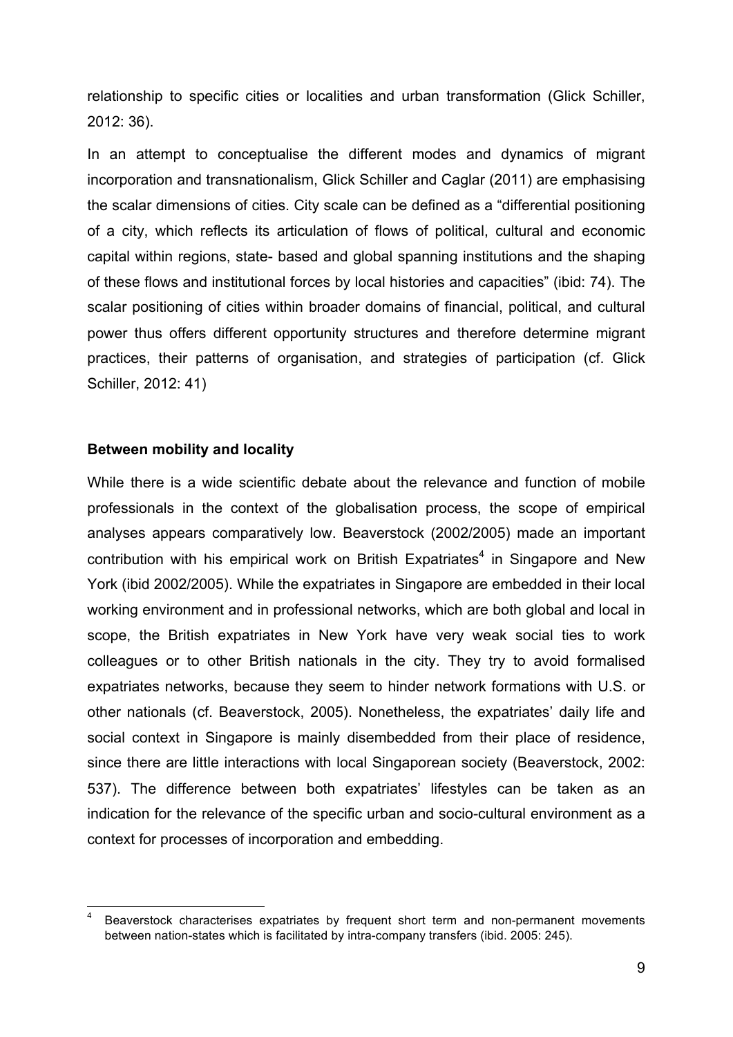relationship to specific cities or localities and urban transformation (Glick Schiller, 2012: 36).

In an attempt to conceptualise the different modes and dynamics of migrant incorporation and transnationalism, Glick Schiller and Caglar (2011) are emphasising the scalar dimensions of cities. City scale can be defined as a "differential positioning of a city, which reflects its articulation of flows of political, cultural and economic capital within regions, state- based and global spanning institutions and the shaping of these flows and institutional forces by local histories and capacities" (ibid: 74). The scalar positioning of cities within broader domains of financial, political, and cultural power thus offers different opportunity structures and therefore determine migrant practices, their patterns of organisation, and strategies of participation (cf. Glick Schiller, 2012: 41)

**Between mobility and locality**

While there is a wide scientific debate about the relevance and function of mobile professionals in the context of the globalisation process, the scope of empirical analyses appears comparatively low. Beaverstock (2002/2005) made an important contribution with his empirical work on British Expatriates[4] in Singapore and New York (ibid 2002/2005). While the expatriates in Singapore are embedded in their local working environment and in professional networks, which are both global and local in scope, the British expatriates in New York have very weak social ties to work colleagues or to other British nationals in the city. They try to avoid formalised expatriates networks, because they seem to hinder network formations with U.S. or other nationals (cf. Beaverstock, 2005). Nonetheless, the expatriates' daily life and social context in Singapore is mainly disembedded from their place of residence, since there are little interactions with local Singaporean society (Beaverstock, 2002: 537). The difference between both expatriates' lifestyles can be taken as an indication for the relevance of the specific urban and socio-cultural environment as a context for processes of incorporation and embedding.

[4] Beaverstock characterises expatriates by frequent short term and non-permanent movements between nation-states which is facilitated by intra-company transfers (ibid. 2005: 245).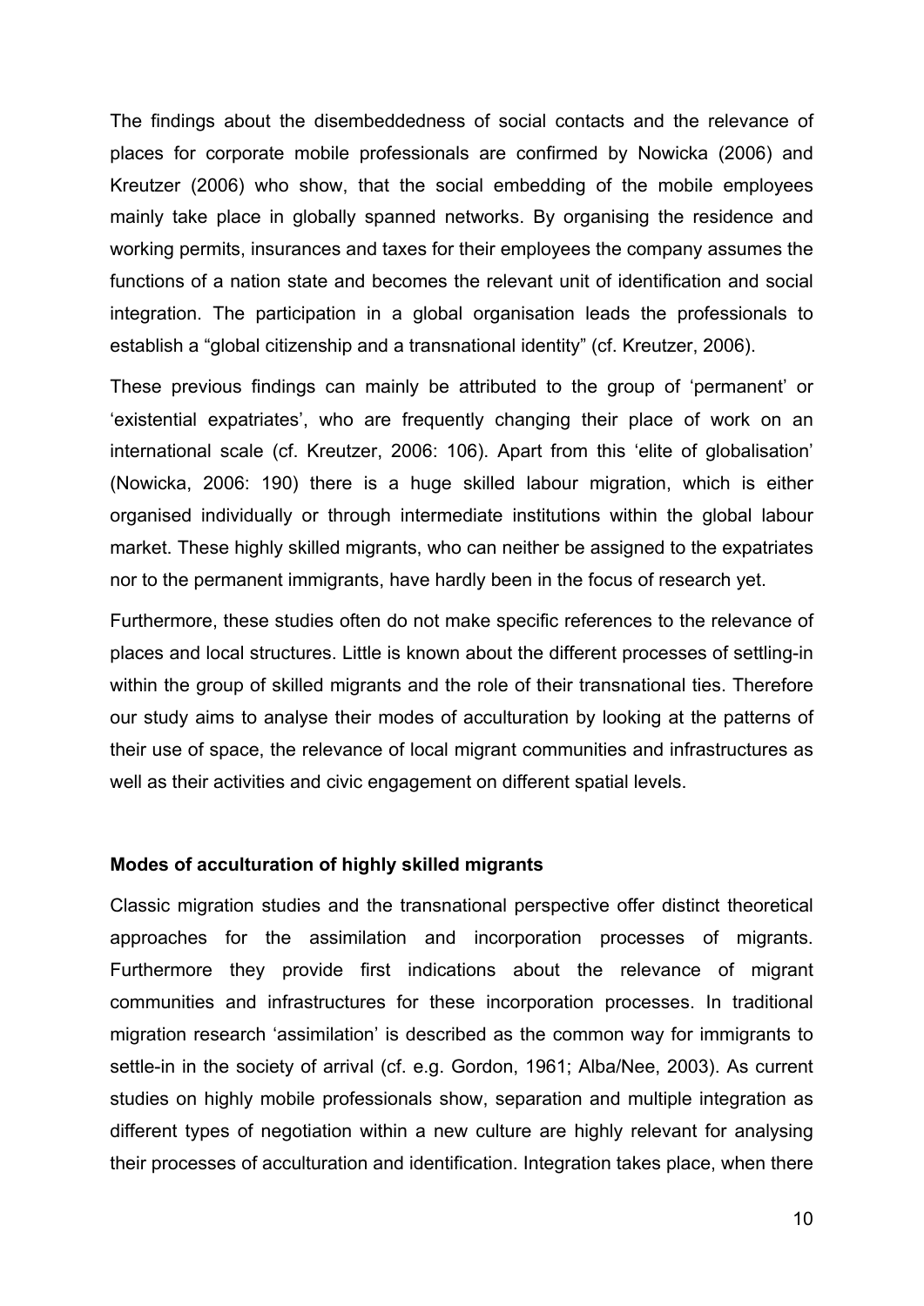The findings about the disembeddedness of social contacts and the relevance of places for corporate mobile professionals are confirmed by Nowicka (2006) and Kreutzer (2006) who show, that the social embedding of the mobile employees mainly take place in globally spanned networks. By organising the residence and working permits, insurances and taxes for their employees the company assumes the functions of a nation state and becomes the relevant unit of identification and social integration. The participation in a global organisation leads the professionals to establish a "global citizenship and a transnational identity" (cf. Kreutzer, 2006).

These previous findings can mainly be attributed to the group of 'permanent' or 'existential expatriates', who are frequently changing their place of work on an international scale (cf. Kreutzer, 2006: 106). Apart from this 'elite of globalisation' (Nowicka, 2006: 190) there is a huge skilled labour migration, which is either organised individually or through intermediate institutions within the global labour market. These highly skilled migrants, who can neither be assigned to the expatriates nor to the permanent immigrants, have hardly been in the focus of research yet.

Furthermore, these studies often do not make specific references to the relevance of places and local structures. Little is known about the different processes of settling-in within the group of skilled migrants and the role of their transnational ties. Therefore our study aims to analyse their modes of acculturation by looking at the patterns of their use of space, the relevance of local migrant communities and infrastructures as well as their activities and civic engagement on different spatial levels.

**Modes of acculturation of highly skilled migrants**

Classic migration studies and the transnational perspective offer distinct theoretical approaches for the assimilation and incorporation processes of migrants. Furthermore they provide first indications about the relevance of migrant communities and infrastructures for these incorporation processes. In traditional migration research 'assimilation' is described as the common way for immigrants to settle-in in the society of arrival (cf. e.g. Gordon, 1961; Alba/Nee, 2003). As current studies on highly mobile professionals show, separation and multiple integration as different types of negotiation within a new culture are highly relevant for analysing their processes of acculturation and identification. Integration takes place, when there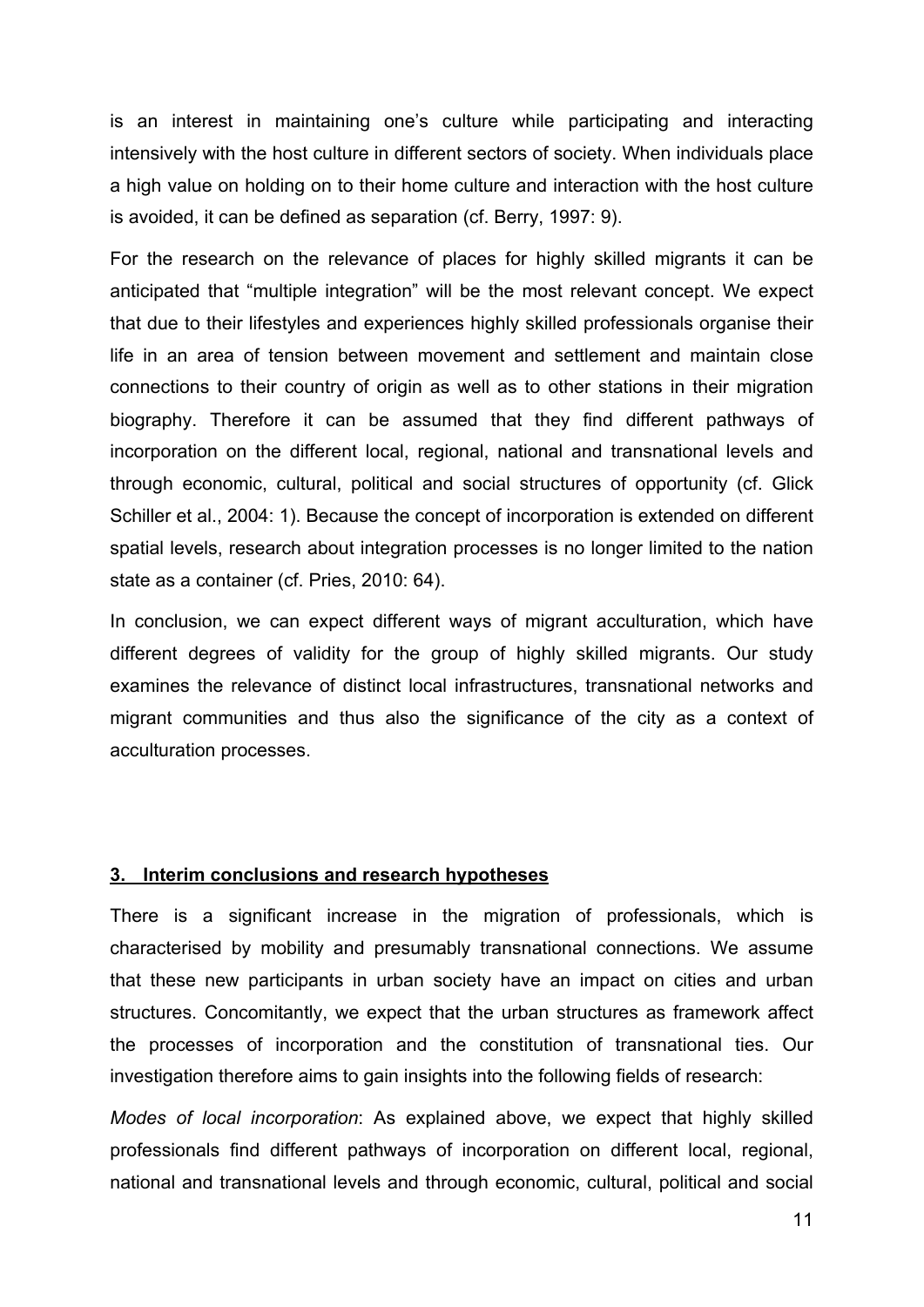is an interest in maintaining one's culture while participating and interacting intensively with the host culture in different sectors of society. When individuals place a high value on holding on to their home culture and interaction with the host culture is avoided, it can be defined as separation (cf. Berry, 1997: 9).

For the research on the relevance of places for highly skilled migrants it can be anticipated that "multiple integration" will be the most relevant concept. We expect that due to their lifestyles and experiences highly skilled professionals organise their life in an area of tension between movement and settlement and maintain close connections to their country of origin as well as to other stations in their migration biography. Therefore it can be assumed that they find different pathways of incorporation on the different local, regional, national and transnational levels and through economic, cultural, political and social structures of opportunity (cf. Glick Schiller et al., 2004: 1). Because the concept of incorporation is extended on different spatial levels, research about integration processes is no longer limited to the nation state as a container (cf. Pries, 2010: 64).

In conclusion, we can expect different ways of migrant acculturation, which have different degrees of validity for the group of highly skilled migrants. Our study examines the relevance of distinct local infrastructures, transnational networks and migrant communities and thus also the significance of the city as a context of acculturation processes.

## 3. Interim conclusions and research hypotheses

There is a significant increase in the migration of professionals, which is characterised by mobility and presumably transnational connections. We assume that these new participants in urban society have an impact on cities and urban structures. Concomitantly, we expect that the urban structures as framework affect the processes of incorporation and the constitution of transnational ties. Our investigation therefore aims to gain insights into the following fields of research:

*Modes of local incorporation*: As explained above, we expect that highly skilled professionals find different pathways of incorporation on different local, regional, national and transnational levels and through economic, cultural, political and social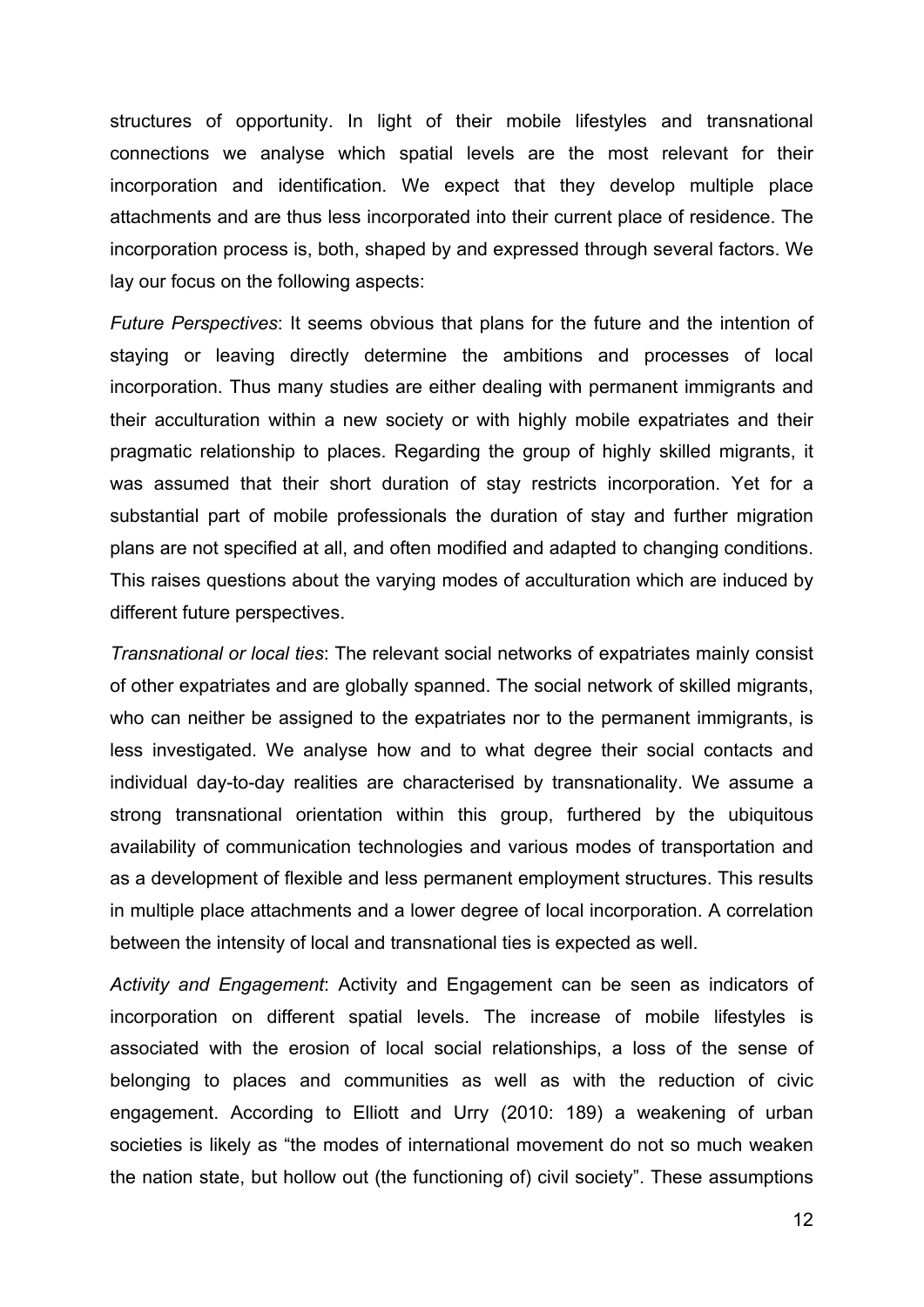structures of opportunity. In light of their mobile lifestyles and transnational connections we analyse which spatial levels are the most relevant for their incorporation and identification. We expect that they develop multiple place attachments and are thus less incorporated into their current place of residence. The incorporation process is, both, shaped by and expressed through several factors. We lay our focus on the following aspects:

*Future Perspectives*: It seems obvious that plans for the future and the intention of staying or leaving directly determine the ambitions and processes of local incorporation. Thus many studies are either dealing with permanent immigrants and their acculturation within a new society or with highly mobile expatriates and their pragmatic relationship to places. Regarding the group of highly skilled migrants, it was assumed that their short duration of stay restricts incorporation. Yet for a substantial part of mobile professionals the duration of stay and further migration plans are not specified at all, and often modified and adapted to changing conditions. This raises questions about the varying modes of acculturation which are induced by different future perspectives.

*Transnational or local ties*: The relevant social networks of expatriates mainly consist of other expatriates and are globally spanned. The social network of skilled migrants, who can neither be assigned to the expatriates nor to the permanent immigrants, is less investigated. We analyse how and to what degree their social contacts and individual day-to-day realities are characterised by transnationality. We assume a strong transnational orientation within this group, furthered by the ubiquitous availability of communication technologies and various modes of transportation and as a development of flexible and less permanent employment structures. This results in multiple place attachments and a lower degree of local incorporation. A correlation between the intensity of local and transnational ties is expected as well.

*Activity and Engagement*: Activity and Engagement can be seen as indicators of incorporation on different spatial levels. The increase of mobile lifestyles is associated with the erosion of local social relationships, a loss of the sense of belonging to places and communities as well as with the reduction of civic engagement. According to Elliott and Urry (2010: 189) a weakening of urban societies is likely as "the modes of international movement do not so much weaken the nation state, but hollow out (the functioning of) civil society". These assumptions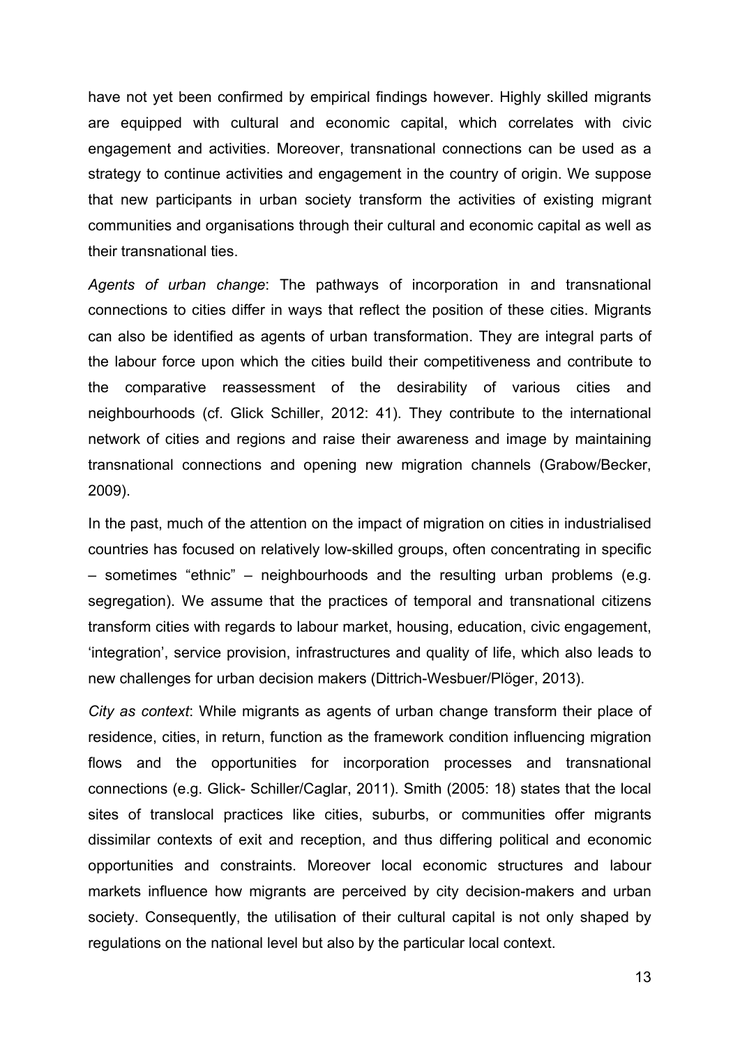have not yet been confirmed by empirical findings however. Highly skilled migrants are equipped with cultural and economic capital, which correlates with civic engagement and activities. Moreover, transnational connections can be used as a strategy to continue activities and engagement in the country of origin. We suppose that new participants in urban society transform the activities of existing migrant communities and organisations through their cultural and economic capital as well as their transnational ties.

*Agents of urban change*: The pathways of incorporation in and transnational connections to cities differ in ways that reflect the position of these cities. Migrants can also be identified as agents of urban transformation. They are integral parts of the labour force upon which the cities build their competitiveness and contribute to the comparative reassessment of the desirability of various cities and neighbourhoods (cf. Glick Schiller, 2012: 41). They contribute to the international network of cities and regions and raise their awareness and image by maintaining transnational connections and opening new migration channels (Grabow/Becker, 2009).

In the past, much of the attention on the impact of migration on cities in industrialised countries has focused on relatively low-skilled groups, often concentrating in specific – sometimes "ethnic" – neighbourhoods and the resulting urban problems (e.g. segregation). We assume that the practices of temporal and transnational citizens transform cities with regards to labour market, housing, education, civic engagement, 'integration', service provision, infrastructures and quality of life, which also leads to new challenges for urban decision makers (Dittrich-Wesbuer/Plöger, 2013).

*City as context*: While migrants as agents of urban change transform their place of residence, cities, in return, function as the framework condition influencing migration flows and the opportunities for incorporation processes and transnational connections (e.g. Glick- Schiller/Caglar, 2011). Smith (2005: 18) states that the local sites of translocal practices like cities, suburbs, or communities offer migrants dissimilar contexts of exit and reception, and thus differing political and economic opportunities and constraints. Moreover local economic structures and labour markets influence how migrants are perceived by city decision-makers and urban society. Consequently, the utilisation of their cultural capital is not only shaped by regulations on the national level but also by the particular local context.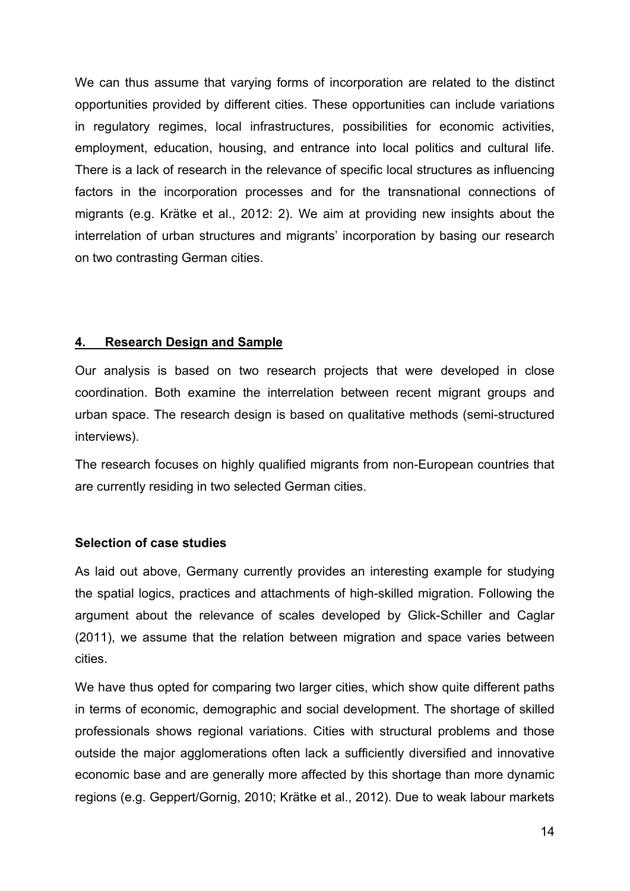We can thus assume that varying forms of incorporation are related to the distinct opportunities provided by different cities. These opportunities can include variations in regulatory regimes, local infrastructures, possibilities for economic activities, employment, education, housing, and entrance into local politics and cultural life. There is a lack of research in the relevance of specific local structures as influencing factors in the incorporation processes and for the transnational connections of migrants (e.g. Krätke et al., 2012: 2). We aim at providing new insights about the interrelation of urban structures and migrants' incorporation by basing our research on two contrasting German cities.

## 4. Research Design and Sample

Our analysis is based on two research projects that were developed in close coordination. Both examine the interrelation between recent migrant groups and urban space. The research design is based on qualitative methods (semi-structured interviews).

The research focuses on highly qualified migrants from non-European countries that are currently residing in two selected German cities.

### Selection of case studies

As laid out above, Germany currently provides an interesting example for studying the spatial logics, practices and attachments of high-skilled migration. Following the argument about the relevance of scales developed by Glick-Schiller and Caglar (2011), we assume that the relation between migration and space varies between cities.

We have thus opted for comparing two larger cities, which show quite different paths in terms of economic, demographic and social development. The shortage of skilled professionals shows regional variations. Cities with structural problems and those outside the major agglomerations often lack a sufficiently diversified and innovative economic base and are generally more affected by this shortage than more dynamic regions (e.g. Geppert/Gornig, 2010; Krätke et al., 2012). Due to weak labour markets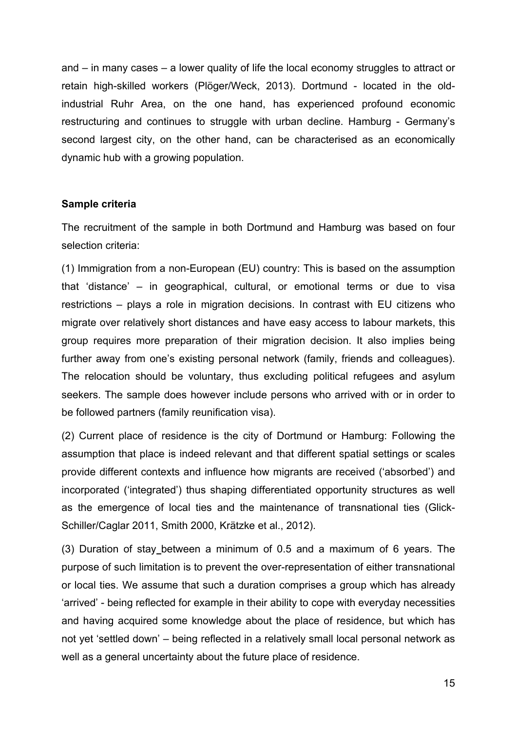and – in many cases – a lower quality of life the local economy struggles to attract or retain high-skilled workers (Plöger/Weck, 2013). Dortmund - located in the old-industrial Ruhr Area, on the one hand, has experienced profound economic restructuring and continues to struggle with urban decline. Hamburg - Germany's second largest city, on the other hand, can be characterised as an economically dynamic hub with a growing population.

**Sample criteria**

The recruitment of the sample in both Dortmund and Hamburg was based on four selection criteria:

(1) Immigration from a non-European (EU) country: This is based on the assumption that 'distance' – in geographical, cultural, or emotional terms or due to visa restrictions – plays a role in migration decisions. In contrast with EU citizens who migrate over relatively short distances and have easy access to labour markets, this group requires more preparation of their migration decision. It also implies being further away from one's existing personal network (family, friends and colleagues). The relocation should be voluntary, thus excluding political refugees and asylum seekers. The sample does however include persons who arrived with or in order to be followed partners (family reunification visa).

(2) Current place of residence is the city of Dortmund or Hamburg: Following the assumption that place is indeed relevant and that different spatial settings or scales provide different contexts and influence how migrants are received ('absorbed') and incorporated ('integrated') thus shaping differentiated opportunity structures as well as the emergence of local ties and the maintenance of transnational ties (Glick-Schiller/Caglar 2011, Smith 2000, Krätzke et al., 2012).

(3) Duration of stay between a minimum of 0.5 and a maximum of 6 years. The purpose of such limitation is to prevent the over-representation of either transnational or local ties. We assume that such a duration comprises a group which has already 'arrived' - being reflected for example in their ability to cope with everyday necessities and having acquired some knowledge about the place of residence, but which has not yet 'settled down' – being reflected in a relatively small local personal network as well as a general uncertainty about the future place of residence.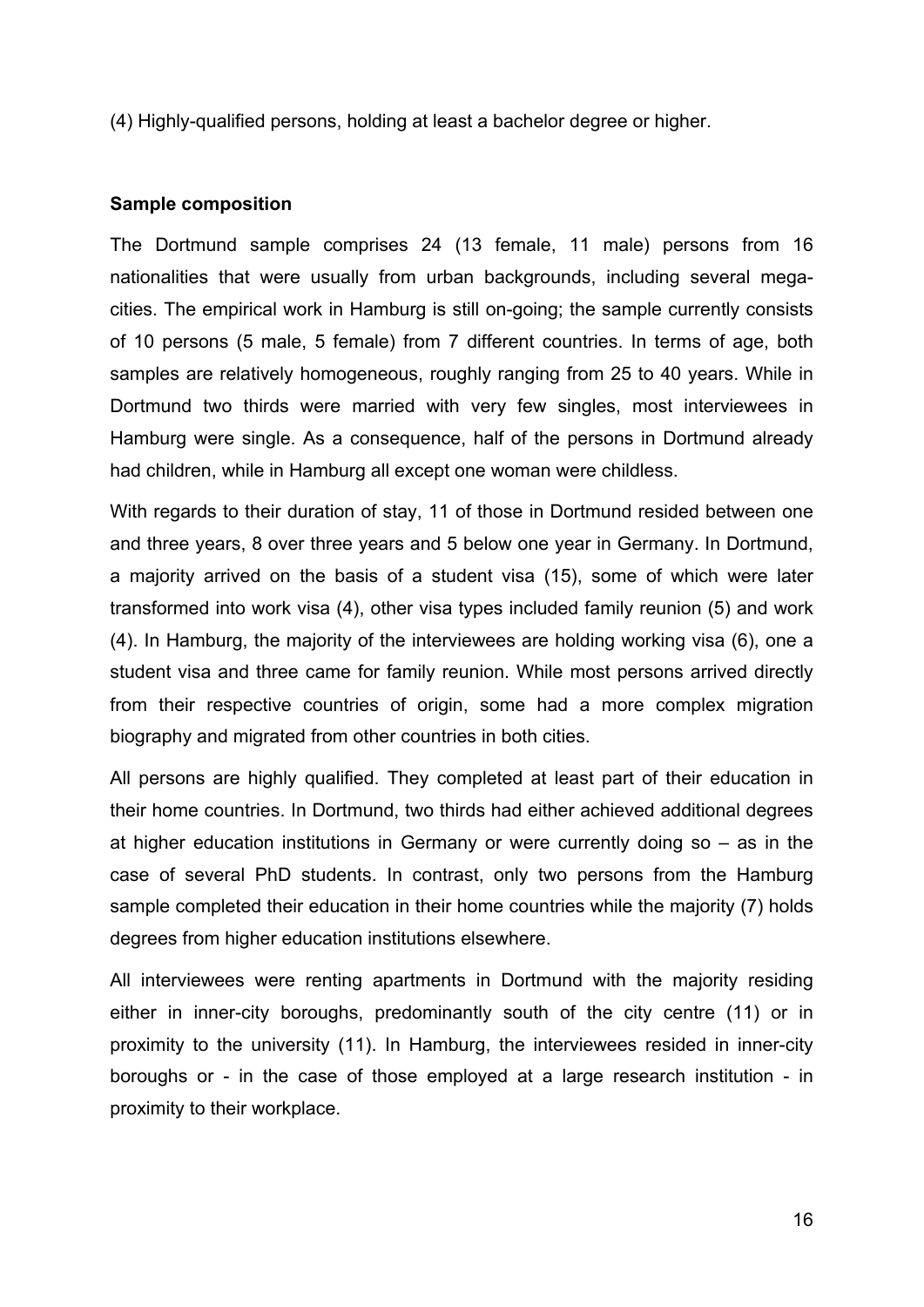(4) Highly-qualified persons, holding at least a bachelor degree or higher.

**Sample composition**

The Dortmund sample comprises 24 (13 female, 11 male) persons from 16 nationalities that were usually from urban backgrounds, including several mega-cities. The empirical work in Hamburg is still on-going; the sample currently consists of 10 persons (5 male, 5 female) from 7 different countries. In terms of age, both samples are relatively homogeneous, roughly ranging from 25 to 40 years. While in Dortmund two thirds were married with very few singles, most interviewees in Hamburg were single. As a consequence, half of the persons in Dortmund already had children, while in Hamburg all except one woman were childless.

With regards to their duration of stay, 11 of those in Dortmund resided between one and three years, 8 over three years and 5 below one year in Germany. In Dortmund, a majority arrived on the basis of a student visa (15), some of which were later transformed into work visa (4), other visa types included family reunion (5) and work (4). In Hamburg, the majority of the interviewees are holding working visa (6), one a student visa and three came for family reunion. While most persons arrived directly from their respective countries of origin, some had a more complex migration biography and migrated from other countries in both cities.

All persons are highly qualified. They completed at least part of their education in their home countries. In Dortmund, two thirds had either achieved additional degrees at higher education institutions in Germany or were currently doing so – as in the case of several PhD students. In contrast, only two persons from the Hamburg sample completed their education in their home countries while the majority (7) holds degrees from higher education institutions elsewhere.

All interviewees were renting apartments in Dortmund with the majority residing either in inner-city boroughs, predominantly south of the city centre (11) or in proximity to the university (11). In Hamburg, the interviewees resided in inner-city boroughs or - in the case of those employed at a large research institution - in proximity to their workplace.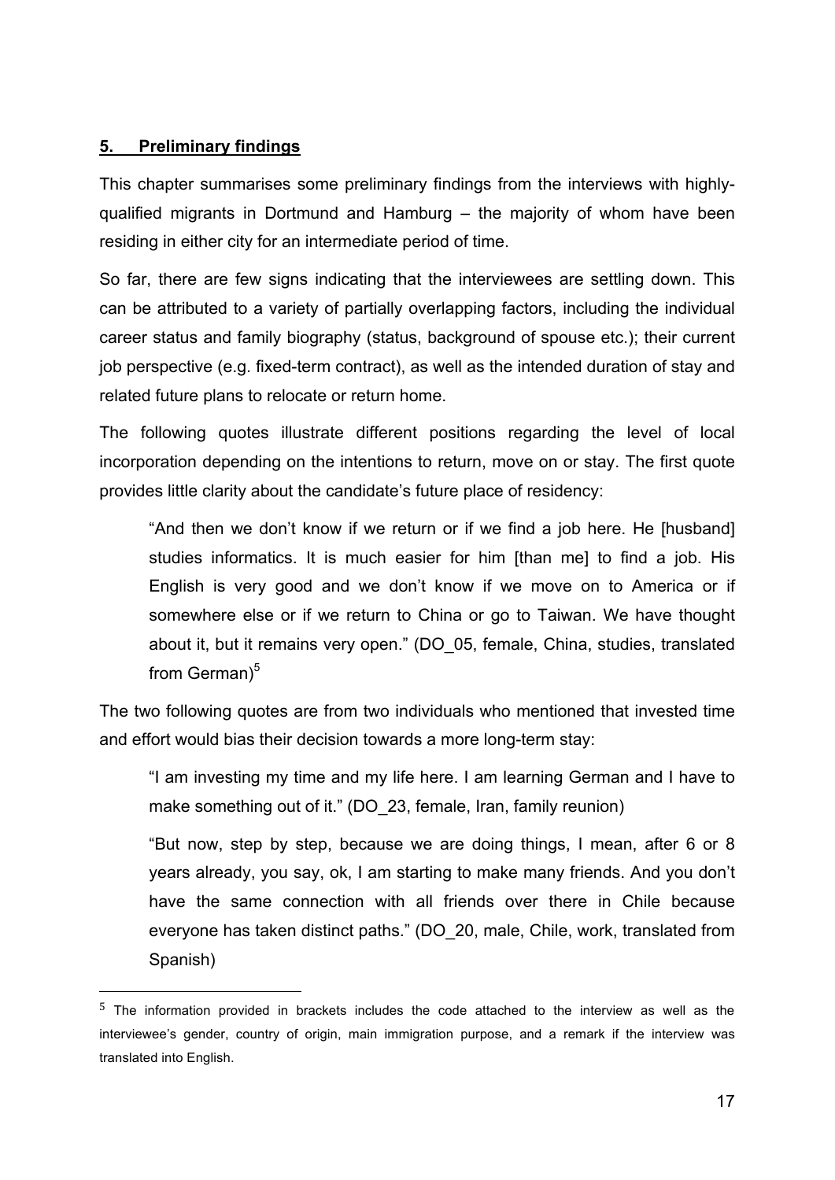## 5. Preliminary findings

This chapter summarises some preliminary findings from the interviews with highly-qualified migrants in Dortmund and Hamburg – the majority of whom have been residing in either city for an intermediate period of time.

So far, there are few signs indicating that the interviewees are settling down. This can be attributed to a variety of partially overlapping factors, including the individual career status and family biography (status, background of spouse etc.); their current job perspective (e.g. fixed-term contract), as well as the intended duration of stay and related future plans to relocate or return home.

The following quotes illustrate different positions regarding the level of local incorporation depending on the intentions to return, move on or stay. The first quote provides little clarity about the candidate's future place of residency:

> "And then we don't know if we return or if we find a job here. He [husband] studies informatics. It is much easier for him [than me] to find a job. His English is very good and we don't know if we move on to America or if somewhere else or if we return to China or go to Taiwan. We have thought about it, but it remains very open." (DO_05, female, China, studies, translated from German)[5]

The two following quotes are from two individuals who mentioned that invested time and effort would bias their decision towards a more long-term stay:

> "I am investing my time and my life here. I am learning German and I have to make something out of it." (DO_23, female, Iran, family reunion)

> "But now, step by step, because we are doing things, I mean, after 6 or 8 years already, you say, ok, I am starting to make many friends. And you don't have the same connection with all friends over there in Chile because everyone has taken distinct paths." (DO_20, male, Chile, work, translated from Spanish)

---

[5] The information provided in brackets includes the code attached to the interview as well as the interviewee's gender, country of origin, main immigration purpose, and a remark if the interview was translated into English.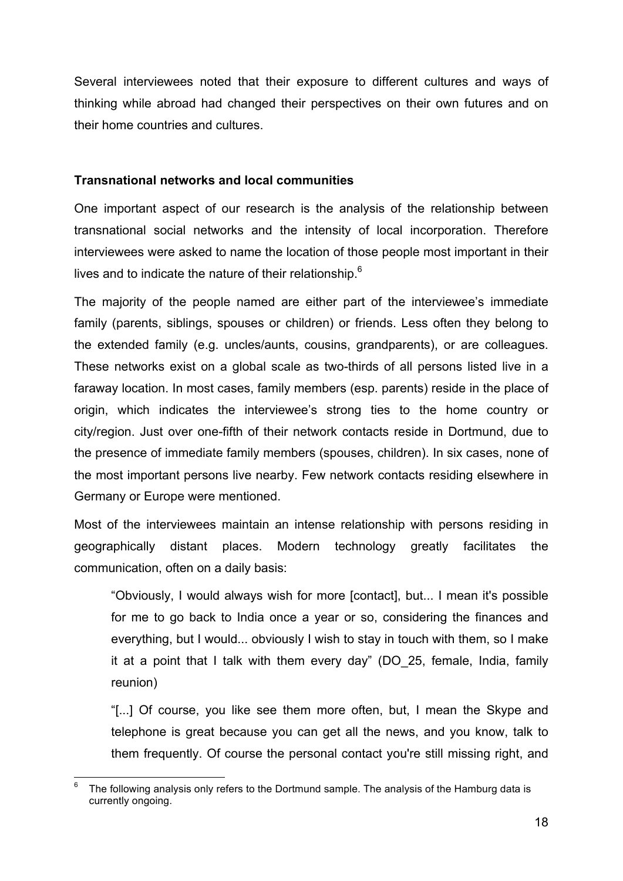Several interviewees noted that their exposure to different cultures and ways of thinking while abroad had changed their perspectives on their own futures and on their home countries and cultures.

**Transnational networks and local communities**

One important aspect of our research is the analysis of the relationship between transnational social networks and the intensity of local incorporation. Therefore interviewees were asked to name the location of those people most important in their lives and to indicate the nature of their relationship.[6]

The majority of the people named are either part of the interviewee's immediate family (parents, siblings, spouses or children) or friends. Less often they belong to the extended family (e.g. uncles/aunts, cousins, grandparents), or are colleagues. These networks exist on a global scale as two-thirds of all persons listed live in a faraway location. In most cases, family members (esp. parents) reside in the place of origin, which indicates the interviewee's strong ties to the home country or city/region. Just over one-fifth of their network contacts reside in Dortmund, due to the presence of immediate family members (spouses, children). In six cases, none of the most important persons live nearby. Few network contacts residing elsewhere in Germany or Europe were mentioned.

Most of the interviewees maintain an intense relationship with persons residing in geographically distant places. Modern technology greatly facilitates the communication, often on a daily basis:

> "Obviously, I would always wish for more [contact], but... I mean it's possible for me to go back to India once a year or so, considering the finances and everything, but I would... obviously I wish to stay in touch with them, so I make it at a point that I talk with them every day" (DO_25, female, India, family reunion)
>
> "[...] Of course, you like see them more often, but, I mean the Skype and telephone is great because you can get all the news, and you know, talk to them frequently. Of course the personal contact you're still missing right, and

[6] The following analysis only refers to the Dortmund sample. The analysis of the Hamburg data is currently ongoing.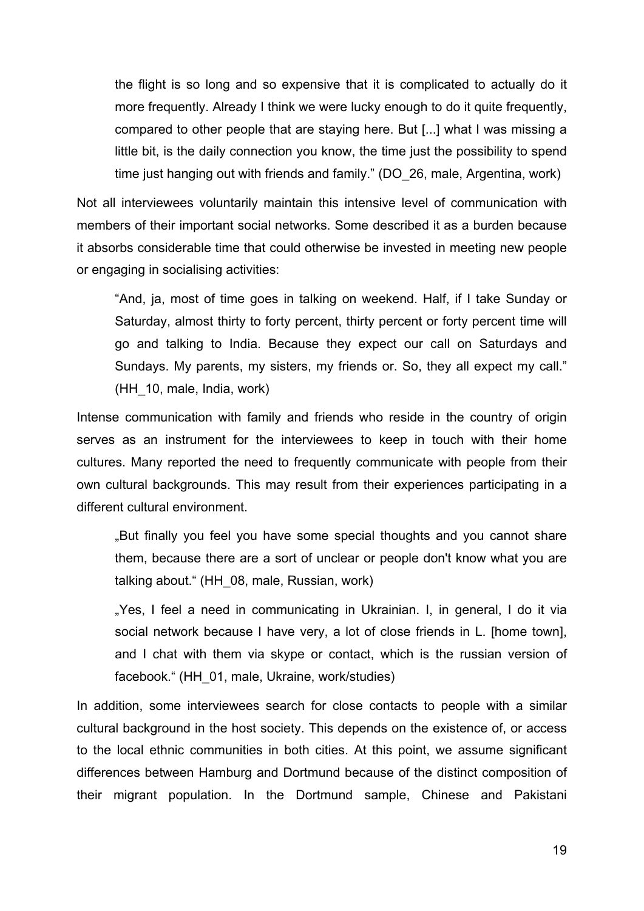> the flight is so long and so expensive that it is complicated to actually do it more frequently. Already I think we were lucky enough to do it quite frequently, compared to other people that are staying here. But [...] what I was missing a little bit, is the daily connection you know, the time just the possibility to spend time just hanging out with friends and family." (DO_26, male, Argentina, work)

Not all interviewees voluntarily maintain this intensive level of communication with members of their important social networks. Some described it as a burden because it absorbs considerable time that could otherwise be invested in meeting new people or engaging in socialising activities:

> "And, ja, most of time goes in talking on weekend. Half, if I take Sunday or Saturday, almost thirty to forty percent, thirty percent or forty percent time will go and talking to India. Because they expect our call on Saturdays and Sundays. My parents, my sisters, my friends or. So, they all expect my call." (HH_10, male, India, work)

Intense communication with family and friends who reside in the country of origin serves as an instrument for the interviewees to keep in touch with their home cultures. Many reported the need to frequently communicate with people from their own cultural backgrounds. This may result from their experiences participating in a different cultural environment.

> „But finally you feel you have some special thoughts and you cannot share them, because there are a sort of unclear or people don't know what you are talking about." (HH_08, male, Russian, work)

> „Yes, I feel a need in communicating in Ukrainian. I, in general, I do it via social network because I have very, a lot of close friends in L. [home town], and I chat with them via skype or contact, which is the russian version of facebook." (HH_01, male, Ukraine, work/studies)

In addition, some interviewees search for close contacts to people with a similar cultural background in the host society. This depends on the existence of, or access to the local ethnic communities in both cities. At this point, we assume significant differences between Hamburg and Dortmund because of the distinct composition of their migrant population. In the Dortmund sample, Chinese and Pakistani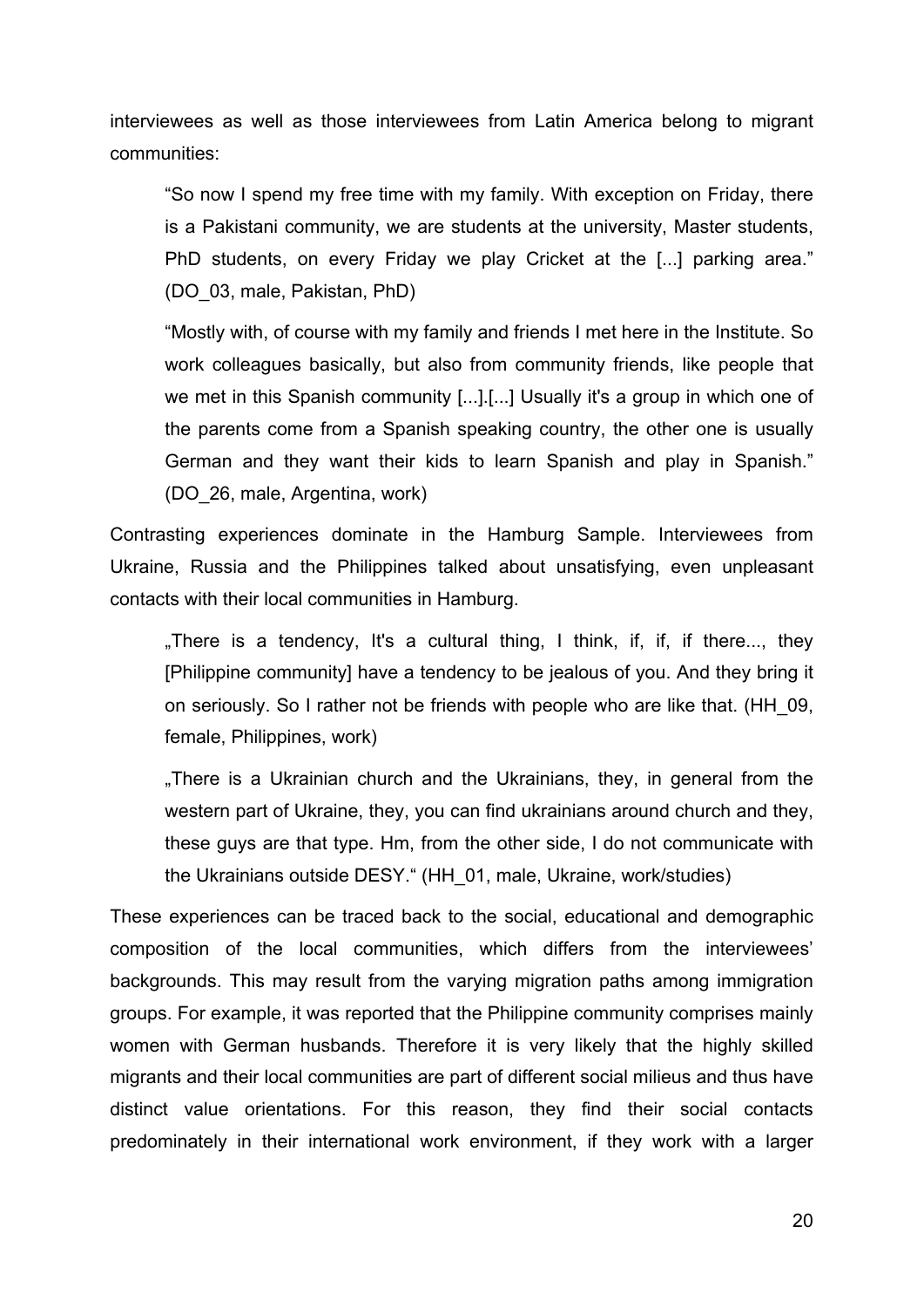interviewees as well as those interviewees from Latin America belong to migrant communities:

> "So now I spend my free time with my family. With exception on Friday, there is a Pakistani community, we are students at the university, Master students, PhD students, on every Friday we play Cricket at the [...] parking area." (DO_03, male, Pakistan, PhD)

> "Mostly with, of course with my family and friends I met here in the Institute. So work colleagues basically, but also from community friends, like people that we met in this Spanish community [...].[...] Usually it's a group in which one of the parents come from a Spanish speaking country, the other one is usually German and they want their kids to learn Spanish and play in Spanish." (DO_26, male, Argentina, work)

Contrasting experiences dominate in the Hamburg Sample. Interviewees from Ukraine, Russia and the Philippines talked about unsatisfying, even unpleasant contacts with their local communities in Hamburg.

> „There is a tendency, It's a cultural thing, I think, if, if, if there..., they [Philippine community] have a tendency to be jealous of you. And they bring it on seriously. So I rather not be friends with people who are like that. (HH_09, female, Philippines, work)

> „There is a Ukrainian church and the Ukrainians, they, in general from the western part of Ukraine, they, you can find ukrainians around church and they, these guys are that type. Hm, from the other side, I do not communicate with the Ukrainians outside DESY." (HH_01, male, Ukraine, work/studies)

These experiences can be traced back to the social, educational and demographic composition of the local communities, which differs from the interviewees' backgrounds. This may result from the varying migration paths among immigration groups. For example, it was reported that the Philippine community comprises mainly women with German husbands. Therefore it is very likely that the highly skilled migrants and their local communities are part of different social milieus and thus have distinct value orientations. For this reason, they find their social contacts predominately in their international work environment, if they work with a larger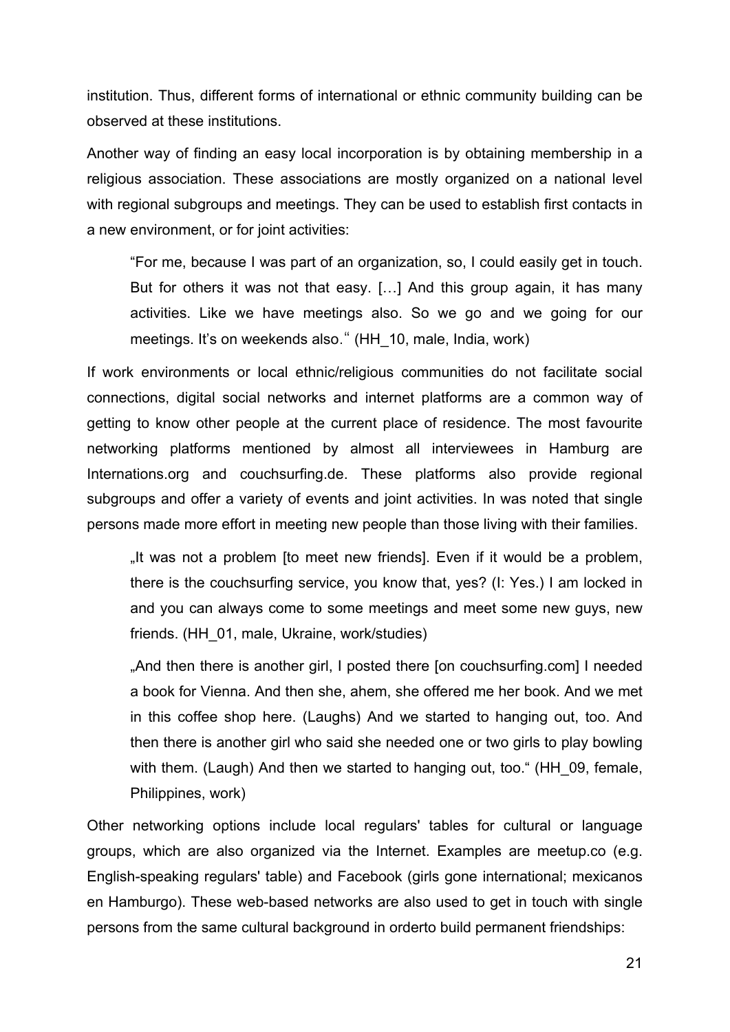institution. Thus, different forms of international or ethnic community building can be observed at these institutions.

Another way of finding an easy local incorporation is by obtaining membership in a religious association. These associations are mostly organized on a national level with regional subgroups and meetings. They can be used to establish first contacts in a new environment, or for joint activities:

> "For me, because I was part of an organization, so, I could easily get in touch. But for others it was not that easy. […] And this group again, it has many activities. Like we have meetings also. So we go and we going for our meetings. It's on weekends also." (HH_10, male, India, work)

If work environments or local ethnic/religious communities do not facilitate social connections, digital social networks and internet platforms are a common way of getting to know other people at the current place of residence. The most favourite networking platforms mentioned by almost all interviewees in Hamburg are Internations.org and couchsurfing.de. These platforms also provide regional subgroups and offer a variety of events and joint activities. In was noted that single persons made more effort in meeting new people than those living with their families.

> „It was not a problem [to meet new friends]. Even if it would be a problem, there is the couchsurfing service, you know that, yes? (I: Yes.) I am locked in and you can always come to some meetings and meet some new guys, new friends. (HH_01, male, Ukraine, work/studies)

> „And then there is another girl, I posted there [on couchsurfing.com] I needed a book for Vienna. And then she, ahem, she offered me her book. And we met in this coffee shop here. (Laughs) And we started to hanging out, too. And then there is another girl who said she needed one or two girls to play bowling with them. (Laugh) And then we started to hanging out, too." (HH_09, female, Philippines, work)

Other networking options include local regulars' tables for cultural or language groups, which are also organized via the Internet. Examples are meetup.co (e.g. English-speaking regulars' table) and Facebook (girls gone international; mexicanos en Hamburgo). These web-based networks are also used to get in touch with single persons from the same cultural background in orderto build permanent friendships: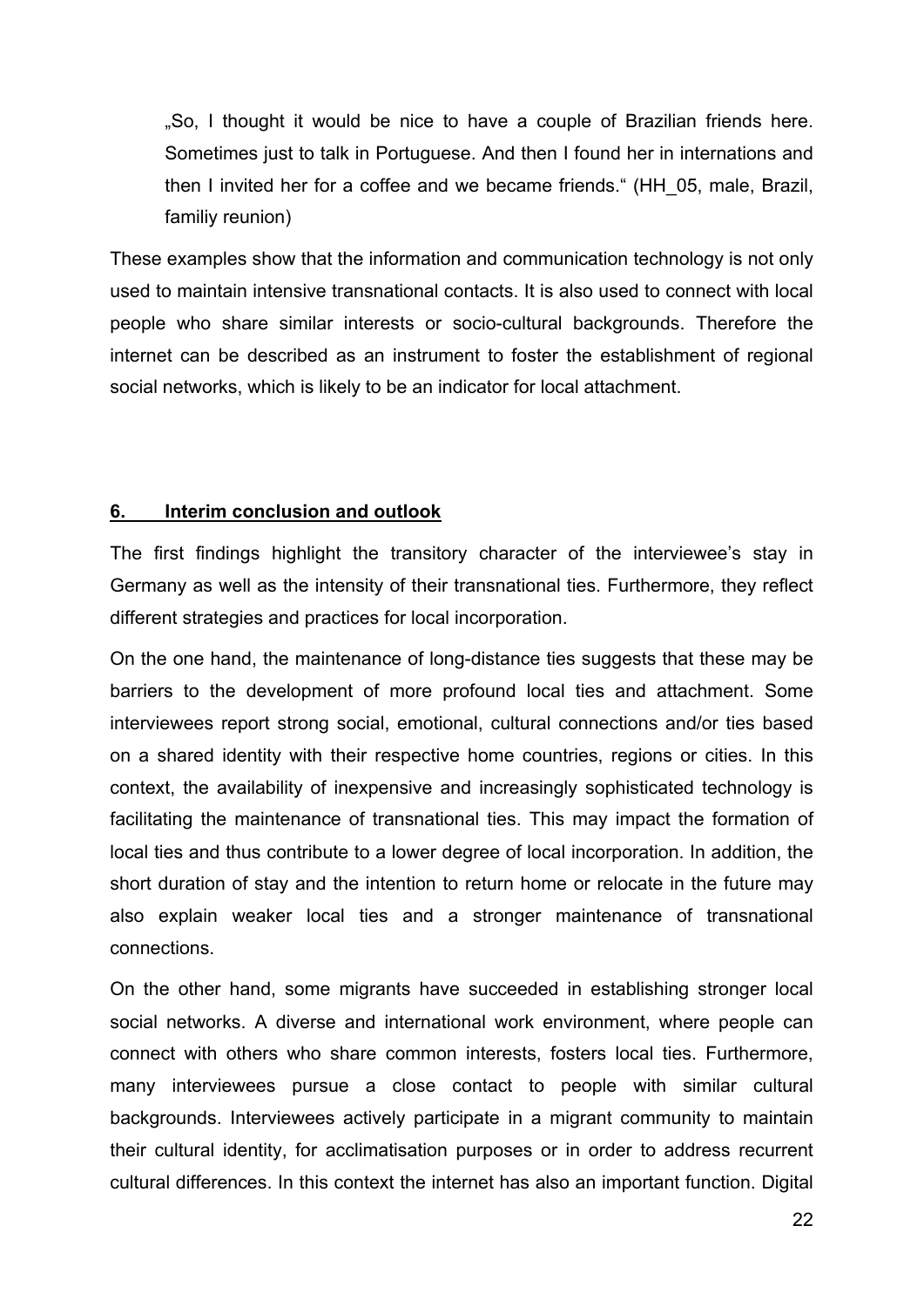„So, I thought it would be nice to have a couple of Brazilian friends here. Sometimes just to talk in Portuguese. And then I found her in internations and then I invited her for a coffee and we became friends." (HH_05, male, Brazil, familiy reunion)

These examples show that the information and communication technology is not only used to maintain intensive transnational contacts. It is also used to connect with local people who share similar interests or socio-cultural backgrounds. Therefore the internet can be described as an instrument to foster the establishment of regional social networks, which is likely to be an indicator for local attachment.

## 6. Interim conclusion and outlook

The first findings highlight the transitory character of the interviewee's stay in Germany as well as the intensity of their transnational ties. Furthermore, they reflect different strategies and practices for local incorporation.

On the one hand, the maintenance of long-distance ties suggests that these may be barriers to the development of more profound local ties and attachment. Some interviewees report strong social, emotional, cultural connections and/or ties based on a shared identity with their respective home countries, regions or cities. In this context, the availability of inexpensive and increasingly sophisticated technology is facilitating the maintenance of transnational ties. This may impact the formation of local ties and thus contribute to a lower degree of local incorporation. In addition, the short duration of stay and the intention to return home or relocate in the future may also explain weaker local ties and a stronger maintenance of transnational connections.

On the other hand, some migrants have succeeded in establishing stronger local social networks. A diverse and international work environment, where people can connect with others who share common interests, fosters local ties. Furthermore, many interviewees pursue a close contact to people with similar cultural backgrounds. Interviewees actively participate in a migrant community to maintain their cultural identity, for acclimatisation purposes or in order to address recurrent cultural differences. In this context the internet has also an important function. Digital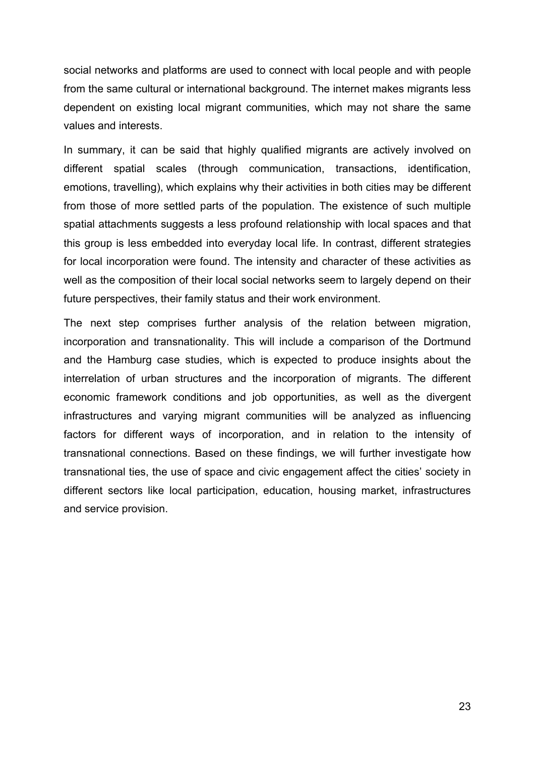social networks and platforms are used to connect with local people and with people from the same cultural or international background. The internet makes migrants less dependent on existing local migrant communities, which may not share the same values and interests.

In summary, it can be said that highly qualified migrants are actively involved on different spatial scales (through communication, transactions, identification, emotions, travelling), which explains why their activities in both cities may be different from those of more settled parts of the population. The existence of such multiple spatial attachments suggests a less profound relationship with local spaces and that this group is less embedded into everyday local life. In contrast, different strategies for local incorporation were found. The intensity and character of these activities as well as the composition of their local social networks seem to largely depend on their future perspectives, their family status and their work environment.

The next step comprises further analysis of the relation between migration, incorporation and transnationality. This will include a comparison of the Dortmund and the Hamburg case studies, which is expected to produce insights about the interrelation of urban structures and the incorporation of migrants. The different economic framework conditions and job opportunities, as well as the divergent infrastructures and varying migrant communities will be analyzed as influencing factors for different ways of incorporation, and in relation to the intensity of transnational connections. Based on these findings, we will further investigate how transnational ties, the use of space and civic engagement affect the cities' society in different sectors like local participation, education, housing market, infrastructures and service provision.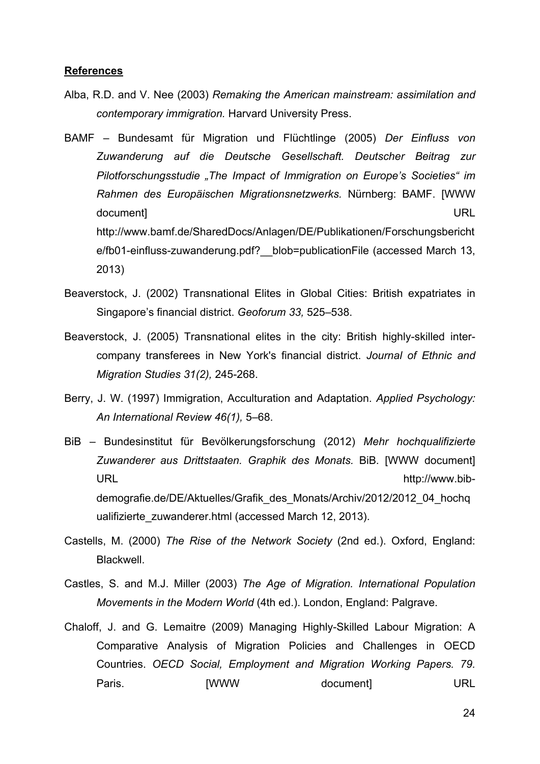**References**

Alba, R.D. and V. Nee (2003) *Remaking the American mainstream: assimilation and contemporary immigration.* Harvard University Press.

BAMF – Bundesamt für Migration und Flüchtlinge (2005) *Der Einfluss von Zuwanderung auf die Deutsche Gesellschaft. Deutscher Beitrag zur Pilotforschungsstudie „The Impact of Immigration on Europe's Societies" im Rahmen des Europäischen Migrationsnetzwerks.* Nürnberg: BAMF. [WWW document] URL http://www.bamf.de/SharedDocs/Anlagen/DE/Publikationen/Forschungsberichte/fb01-einfluss-zuwanderung.pdf?__blob=publicationFile (accessed March 13, 2013)

Beaverstock, J. (2002) Transnational Elites in Global Cities: British expatriates in Singapore's financial district. *Geoforum 33,* 525–538.

Beaverstock, J. (2005) Transnational elites in the city: British highly-skilled inter-company transferees in New York's financial district. *Journal of Ethnic and Migration Studies 31(2),* 245-268.

Berry, J. W. (1997) Immigration, Acculturation and Adaptation. *Applied Psychology: An International Review 46(1),* 5–68.

BiB – Bundesinstitut für Bevölkerungsforschung (2012) *Mehr hochqualifizierte Zuwanderer aus Drittstaaten. Graphik des Monats.* BiB. [WWW document] URL http://www.bib-demografie.de/DE/Aktuelles/Grafik_des_Monats/Archiv/2012/2012_04_hochqualifizierte_zuwanderer.html (accessed March 12, 2013).

Castells, M. (2000) *The Rise of the Network Society* (2nd ed.). Oxford, England: Blackwell.

Castles, S. and M.J. Miller (2003) *The Age of Migration. International Population Movements in the Modern World* (4th ed.). London, England: Palgrave.

Chaloff, J. and G. Lemaitre (2009) Managing Highly-Skilled Labour Migration: A Comparative Analysis of Migration Policies and Challenges in OECD Countries. *OECD Social, Employment and Migration Working Papers. 79*. Paris. [WWW document] URL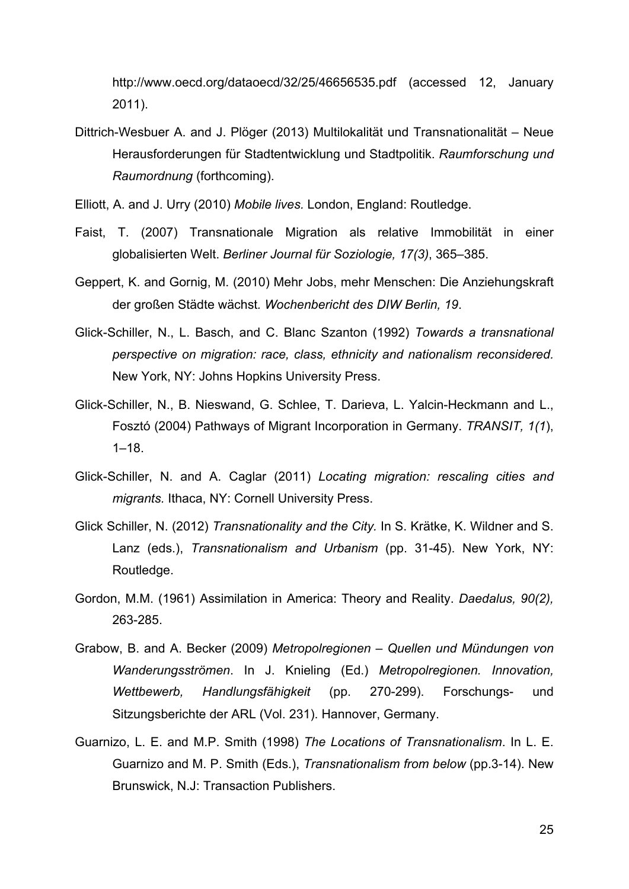http://www.oecd.org/dataoecd/32/25/46656535.pdf (accessed 12, January 2011).

Dittrich-Wesbuer A. and J. Plöger (2013) Multilokalität und Transnationalität – Neue Herausforderungen für Stadtentwicklung und Stadtpolitik. *Raumforschung und Raumordnung* (forthcoming).

Elliott, A. and J. Urry (2010) *Mobile lives.* London, England: Routledge.

Faist, T. (2007) Transnationale Migration als relative Immobilität in einer globalisierten Welt. *Berliner Journal für Soziologie, 17(3)*, 365–385.

Geppert, K. and Gornig, M. (2010) Mehr Jobs, mehr Menschen: Die Anziehungskraft der großen Städte wächst*. Wochenbericht des DIW Berlin, 19*.

Glick-Schiller, N., L. Basch, and C. Blanc Szanton (1992) *Towards a transnational perspective on migration: race, class, ethnicity and nationalism reconsidered*. New York, NY: Johns Hopkins University Press.

Glick-Schiller, N., B. Nieswand, G. Schlee, T. Darieva, L. Yalcin-Heckmann and L., Fosztó (2004) Pathways of Migrant Incorporation in Germany. *TRANSIT, 1(1*), 1–18.

Glick-Schiller, N. and A. Caglar (2011) *Locating migration: rescaling cities and migrants.* Ithaca, NY: Cornell University Press.

Glick Schiller, N. (2012) *Transnationality and the City.* In S. Krätke, K. Wildner and S. Lanz (eds.), *Transnationalism and Urbanism* (pp. 31-45). New York, NY: Routledge.

Gordon, M.M. (1961) Assimilation in America: Theory and Reality. *Daedalus, 90(2),* 263-285.

Grabow, B. and A. Becker (2009) *Metropolregionen – Quellen und Mündungen von Wanderungsströmen*. In J. Knieling (Ed.) *Metropolregionen. Innovation, Wettbewerb, Handlungsfähigkeit* (pp. 270-299). Forschungs- und Sitzungsberichte der ARL (Vol. 231). Hannover, Germany.

Guarnizo, L. E. and M.P. Smith (1998) *The Locations of Transnationalism*. In L. E. Guarnizo and M. P. Smith (Eds.), *Transnationalism from below* (pp.3-14). New Brunswick, N.J: Transaction Publishers.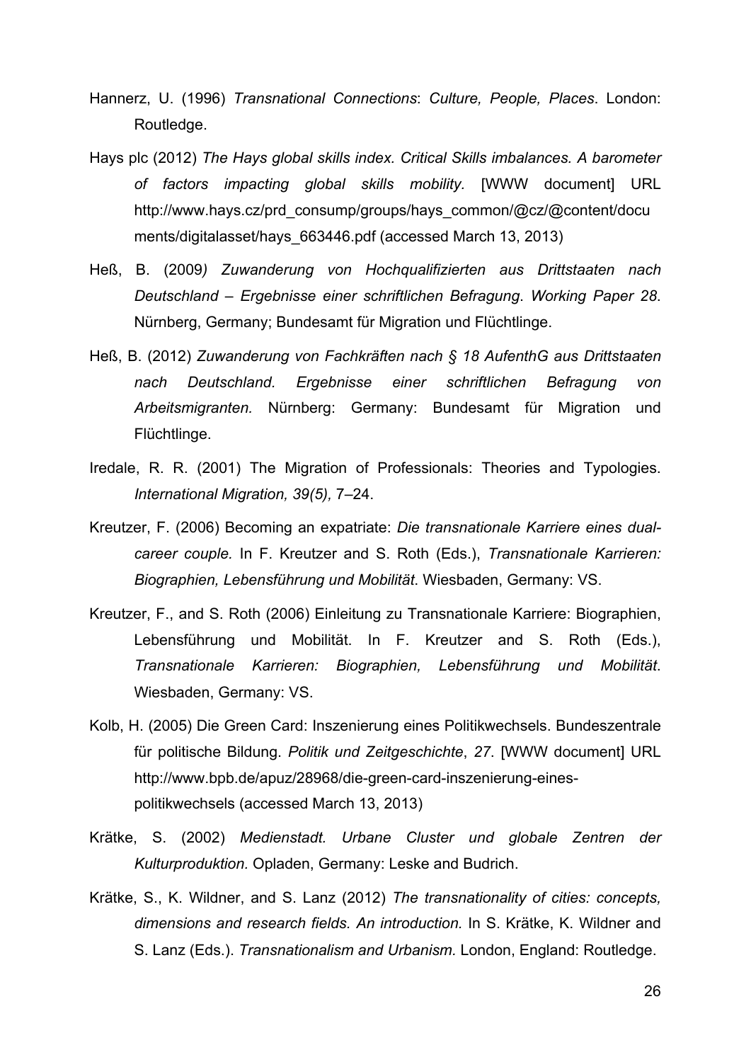Hannerz, U. (1996) *Transnational Connections*: *Culture, People, Places*. London: Routledge.

Hays plc (2012) *The Hays global skills index. Critical Skills imbalances. A barometer of factors impacting global skills mobility.* [WWW document] URL http://www.hays.cz/prd_consump/groups/hays_common/@cz/@content/documents/digitalasset/hays_663446.pdf (accessed March 13, 2013)

Heß, B. (2009*) Zuwanderung von Hochqualifizierten aus Drittstaaten nach Deutschland – Ergebnisse einer schriftlichen Befragung*. *Working Paper 28*. Nürnberg, Germany; Bundesamt für Migration und Flüchtlinge.

Heß, B. (2012) *Zuwanderung von Fachkräften nach § 18 AufenthG aus Drittstaaten nach Deutschland. Ergebnisse einer schriftlichen Befragung von Arbeitsmigranten.* Nürnberg: Germany: Bundesamt für Migration und Flüchtlinge.

Iredale, R. R. (2001) The Migration of Professionals: Theories and Typologies. *International Migration, 39(5),* 7–24.

Kreutzer, F. (2006) Becoming an expatriate: *Die transnationale Karriere eines dual-career couple.* In F. Kreutzer and S. Roth (Eds.), *Transnationale Karrieren: Biographien, Lebensführung und Mobilität*. Wiesbaden, Germany: VS.

Kreutzer, F., and S. Roth (2006) Einleitung zu Transnationale Karriere: Biographien, Lebensführung und Mobilität. In F. Kreutzer and S. Roth (Eds.), *Transnationale Karrieren: Biographien, Lebensführung und Mobilität*. Wiesbaden, Germany: VS.

Kolb, H. (2005) Die Green Card: Inszenierung eines Politikwechsels. Bundeszentrale für politische Bildung. *Politik und Zeitgeschichte*, *27*. [WWW document] URL http://www.bpb.de/apuz/28968/die-green-card-inszenierung-eines-politikwechsels (accessed March 13, 2013)

Krätke, S. (2002) *Medienstadt. Urbane Cluster und globale Zentren der Kulturproduktion.* Opladen, Germany: Leske and Budrich.

Krätke, S., K. Wildner, and S. Lanz (2012) *The transnationality of cities: concepts, dimensions and research fields. An introduction.* In S. Krätke, K. Wildner and S. Lanz (Eds.). *Transnationalism and Urbanism.* London, England: Routledge.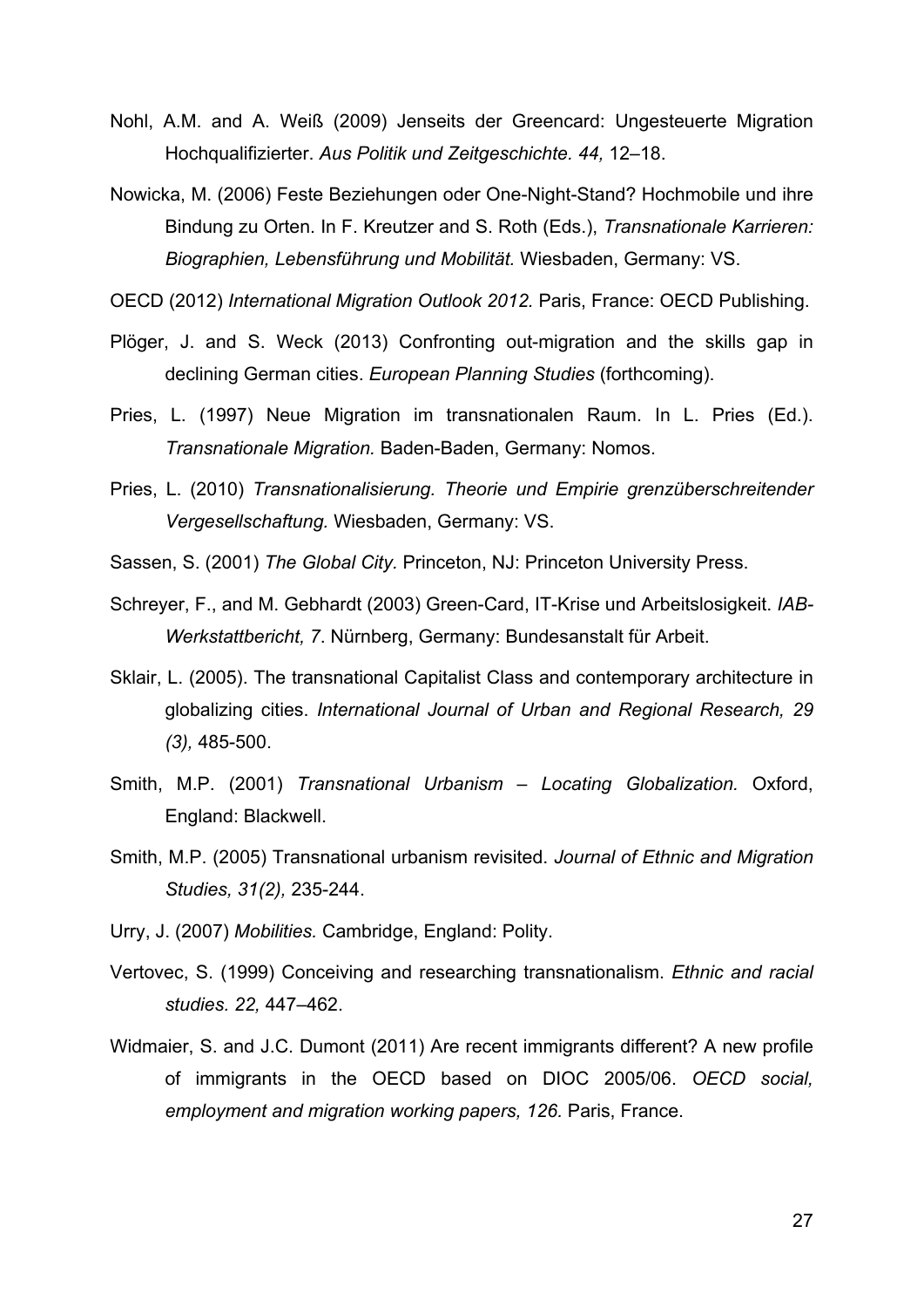Nohl, A.M. and A. Weiß (2009) Jenseits der Greencard: Ungesteuerte Migration Hochqualifizierter. *Aus Politik und Zeitgeschichte. 44,* 12–18.

Nowicka, M. (2006) Feste Beziehungen oder One-Night-Stand? Hochmobile und ihre Bindung zu Orten. In F. Kreutzer and S. Roth (Eds.), *Transnationale Karrieren: Biographien, Lebensführung und Mobilität.* Wiesbaden, Germany: VS.

OECD (2012) *International Migration Outlook 2012.* Paris, France: OECD Publishing.

Plöger, J. and S. Weck (2013) Confronting out-migration and the skills gap in declining German cities. *European Planning Studies* (forthcoming).

Pries, L. (1997) Neue Migration im transnationalen Raum. In L. Pries (Ed.). *Transnationale Migration.* Baden-Baden, Germany: Nomos.

Pries, L. (2010) *Transnationalisierung. Theorie und Empirie grenzüberschreitender Vergesellschaftung.* Wiesbaden, Germany: VS.

Sassen, S. (2001) *The Global City.* Princeton, NJ: Princeton University Press.

Schreyer, F., and M. Gebhardt (2003) Green-Card, IT-Krise und Arbeitslosigkeit. *IAB-Werkstattbericht, 7*. Nürnberg, Germany: Bundesanstalt für Arbeit.

Sklair, L. (2005). The transnational Capitalist Class and contemporary architecture in globalizing cities. *International Journal of Urban and Regional Research, 29 (3),* 485-500.

Smith, M.P. (2001) *Transnational Urbanism – Locating Globalization.* Oxford, England: Blackwell.

Smith, M.P. (2005) Transnational urbanism revisited. *Journal of Ethnic and Migration Studies, 31(2),* 235-244.

Urry, J. (2007) *Mobilities.* Cambridge, England: Polity.

Vertovec, S. (1999) Conceiving and researching transnationalism. *Ethnic and racial studies. 22,* 447–462.

Widmaier, S. and J.C. Dumont (2011) Are recent immigrants different? A new profile of immigrants in the OECD based on DIOC 2005/06. *OECD social, employment and migration working papers, 126.* Paris, France.